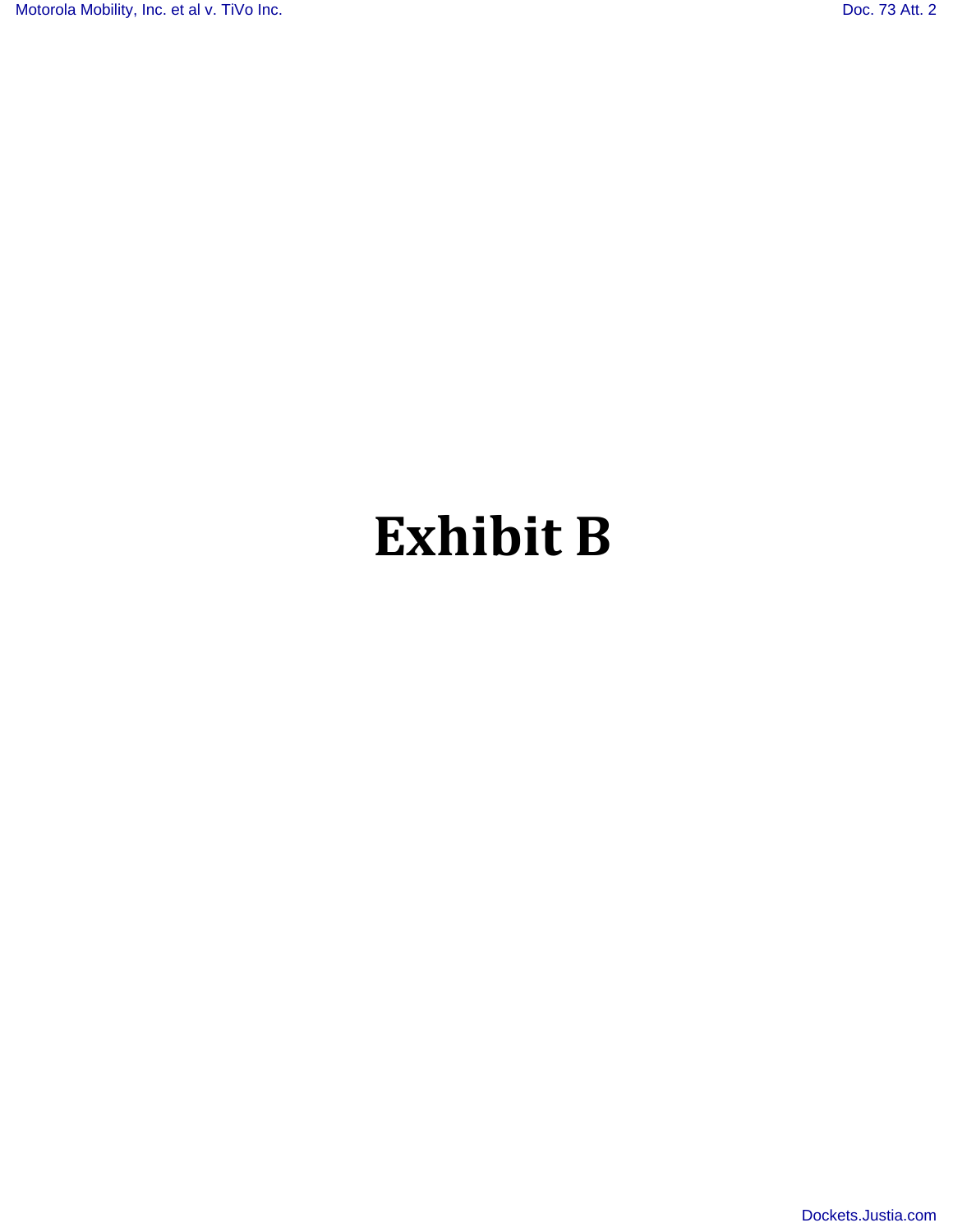# Exhibit B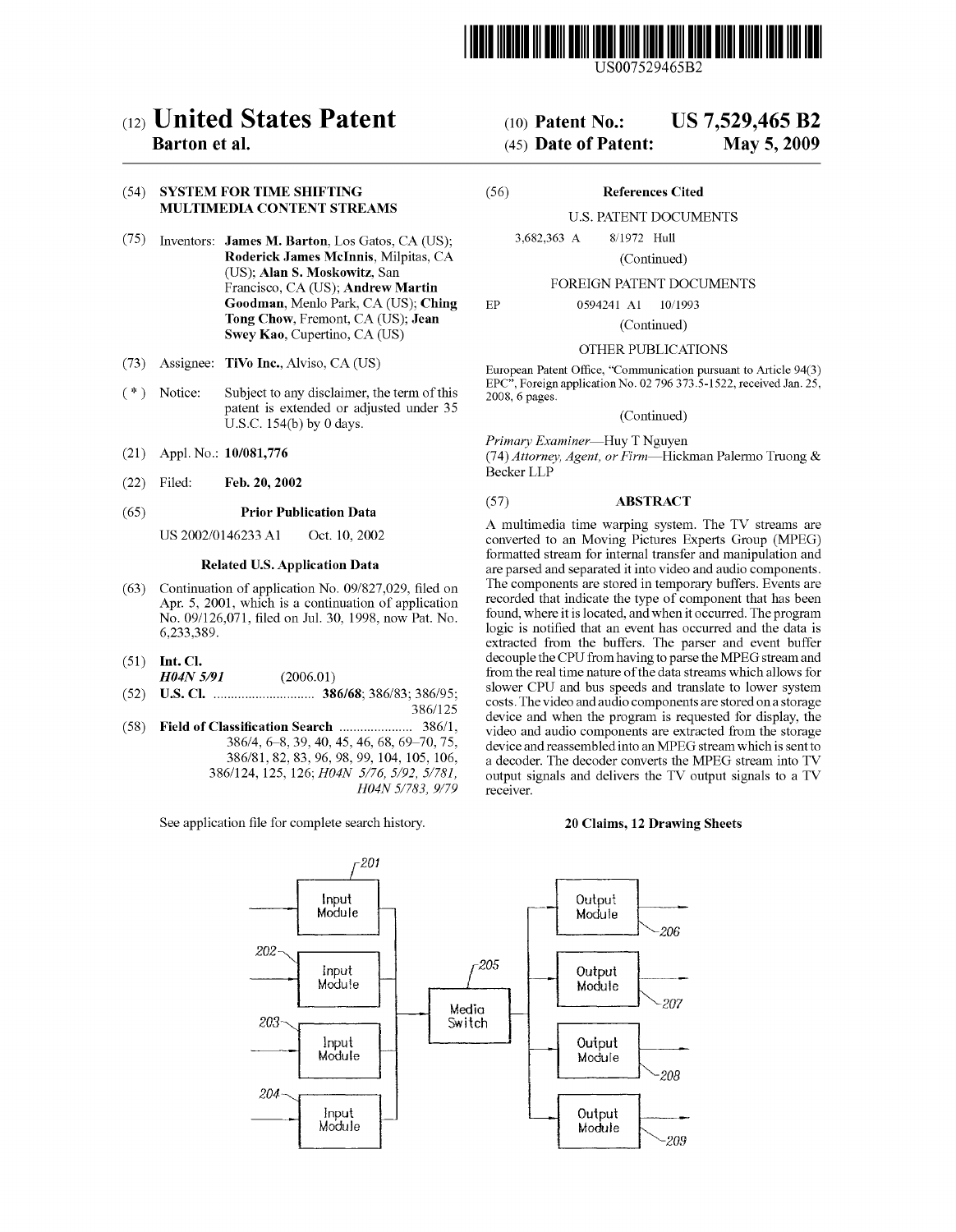US007529465B2

# (12) United States Patent

**Barton et al.**

(10) **Patent No.:** **US 7,529,465 B2**

(45) **Date of Patent:** **May 5, 2009**

(54) **SYSTEM FOR TIME SHIFTING MULTIMEDIA CONTENT STREAMS**

(75) Inventors: **James M. Barton**, Los Gatos, CA (US); **Roderick James McInnis**, Milpitas, CA (US); **Alan S. Moskowitz**, San Francisco, CA (US); **Andrew Martin Goodman**, Menlo Park, CA (US); **Ching Tong Chow**, Fremont, CA (US); **Jean Swey Kao**, Cupertino, CA (US)

(73) Assignee: **TiVo Inc.**, Alviso, CA (US)

( * ) Notice: Subject to any disclaimer, the term of this patent is extended or adjusted under 35 U.S.C. 154(b) by 0 days.

(21) Appl. No.: **10/081,776**

(22) Filed: **Feb. 20, 2002**

(65) **Prior Publication Data**

US 2002/0146233 A1 Oct. 10, 2002

**Related U.S. Application Data**

(63) Continuation of application No. 09/827,029, filed on Apr. 5, 2001, which is a continuation of application No. 09/126,071, filed on Jul. 30, 1998, now Pat. No. 6,233,389.

(51) **Int. Cl.**
*H04N 5/91* (2006.01)

(52) **U.S. Cl.** .......................... **386/68**; 386/83; 386/95; 386/125

(58) **Field of Classification Search** .................... 386/1, 386/4, 6–8, 39, 40, 45, 46, 68, 69–70, 75, 386/81, 82, 83, 96, 98, 99, 104, 105, 106, 386/124, 125, 126; *H04N 5/76, 5/92, 5/781, H04N 5/783, 9/79*

See application file for complete search history.

(56) **References Cited**

U.S. PATENT DOCUMENTS

3,682,363 A 8/1972 Hull

(Continued)

FOREIGN PATENT DOCUMENTS

EP 0594241 A1 10/1993

(Continued)

OTHER PUBLICATIONS

European Patent Office, "Communication pursuant to Article 94(3) EPC", Foreign application No. 02 796 373.5-1522, received Jan. 25, 2008, 6 pages.

(Continued)

*Primary Examiner*—Huy T Nguyen

(74) *Attorney, Agent, or Firm*—Hickman Palermo Truong & Becker LLP

(57) **ABSTRACT**

A multimedia time warping system. The TV streams are converted to an Moving Pictures Experts Group (MPEG) formatted stream for internal transfer and manipulation and are parsed and separated it into video and audio components. The components are stored in temporary buffers. Events are recorded that indicate the type of component that has been found, where it is located, and when it occurred. The program logic is notified that an event has occurred and the data is extracted from the buffers. The parser and event buffer decouple the CPU from having to parse the MPEG stream and from the real time nature of the data streams which allows for slower CPU and bus speeds and translate to lower system costs. The video and audio components are stored on a storage device and when the program is requested for display, the video and audio components are extracted from the storage device and reassembled into an MPEG stream which is sent to a decoder. The decoder converts the MPEG stream into TV output signals and delivers the TV output signals to a TV receiver.

**20 Claims, 12 Drawing Sheets**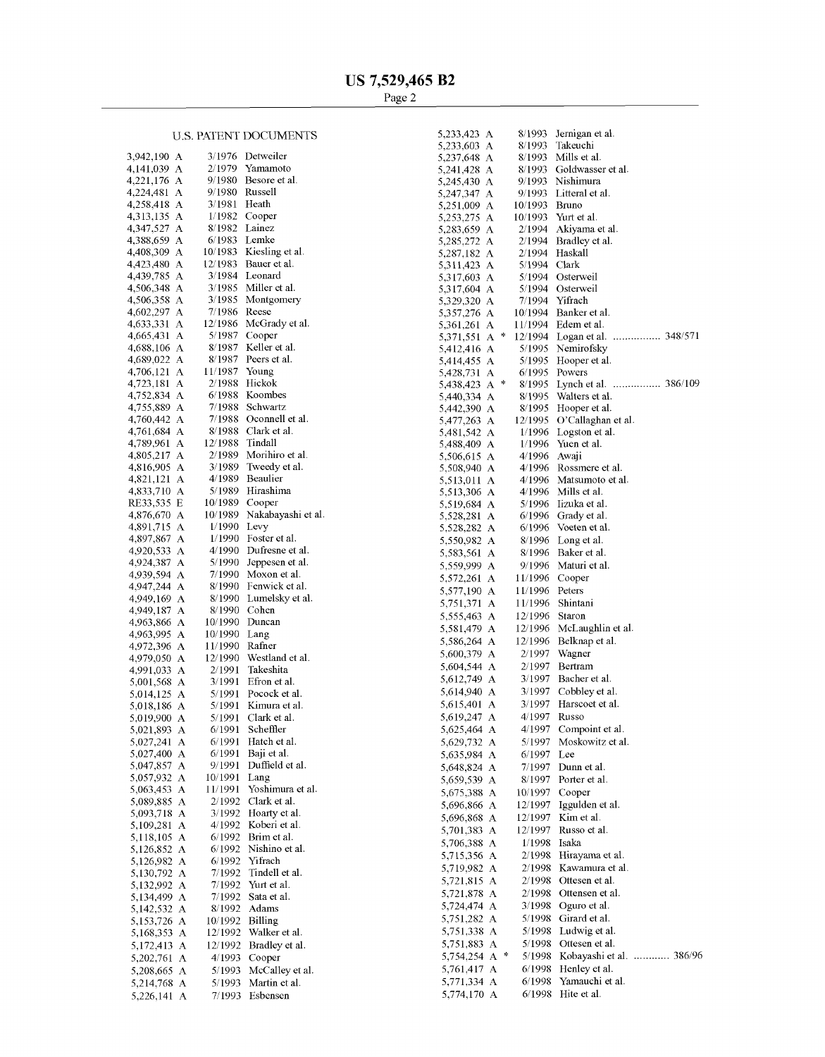## U.S. PATENT DOCUMENTS

3,942,190 A 3/1976 Detweiler
4,141,039 A 2/1979 Yamamoto
4,221,176 A 9/1980 Besore et al.
4,224,481 A 9/1980 Russell
4,258,418 A 3/1981 Heath
4,313,135 A 1/1982 Cooper
4,347,527 A 8/1982 Lainez
4,388,659 A 6/1983 Lemke
4,408,309 A 10/1983 Kiesling et al.
4,423,480 A 12/1983 Bauer et al.
4,439,785 A 3/1984 Leonard
4,506,348 A 3/1985 Miller et al.
4,506,358 A 3/1985 Montgomery
4,602,297 A 7/1986 Reese
4,633,331 A 12/1986 McGrady et al.
4,665,431 A 5/1987 Cooper
4,688,106 A 8/1987 Keller et al.
4,689,022 A 8/1987 Peers et al.
4,706,121 A 11/1987 Young
4,723,181 A 2/1988 Hickok
4,752,834 A 6/1988 Koombes
4,755,889 A 7/1988 Schwartz
4,760,442 A 7/1988 Oconnell et al.
4,761,684 A 8/1988 Clark et al.
4,789,961 A 12/1988 Tindall
4,805,217 A 2/1989 Morihiro et al.
4,816,905 A 3/1989 Tweedy et al.
4,821,121 A 4/1989 Beaulier
4,833,710 A 5/1989 Hirashima
RE33,535 E 10/1989 Cooper
4,876,670 A 10/1989 Nakabayashi et al.
4,891,715 A 1/1990 Levy
4,897,867 A 1/1990 Foster et al.
4,920,533 A 4/1990 Dufresne et al.
4,924,387 A 5/1990 Jeppesen et al.
4,939,594 A 7/1990 Moxon et al.
4,947,244 A 8/1990 Fenwick et al.
4,949,169 A 8/1990 Lumelsky et al.
4,949,187 A 8/1990 Cohen
4,963,866 A 10/1990 Duncan
4,963,995 A 10/1990 Lang
4,972,396 A 11/1990 Rafner
4,979,050 A 12/1990 Westland et al.
4,991,033 A 2/1991 Takeshita
5,001,568 A 3/1991 Efron et al.
5,014,125 A 5/1991 Pocock et al.
5,018,186 A 5/1991 Kimura et al.
5,019,900 A 5/1991 Clark et al.
5,021,893 A 6/1991 Scheffler
5,027,241 A 6/1991 Hatch et al.
5,027,400 A 6/1991 Baji et al.
5,047,857 A 9/1991 Duffield et al.
5,057,932 A 10/1991 Lang
5,063,453 A 11/1991 Yoshimura et al.
5,089,885 A 2/1992 Clark et al.
5,093,718 A 3/1992 Hoarty et al.
5,109,281 A 4/1992 Koberi et al.
5,118,105 A 6/1992 Brim et al.
5,126,852 A 6/1992 Nishino et al.
5,126,982 A 6/1992 Yifrach
5,130,792 A 7/1992 Tindell et al.
5,132,992 A 7/1992 Yurt et al.
5,134,499 A 7/1992 Sata et al.
5,142,532 A 8/1992 Adams
5,153,726 A 10/1992 Billing
5,168,353 A 12/1992 Walker et al.
5,172,413 A 12/1992 Bradley et al.
5,202,761 A 4/1993 Cooper
5,208,665 A 5/1993 McCalley et al.
5,214,768 A 5/1993 Martin et al.
5,226,141 A 7/1993 Esbensen
5,233,423 A 8/1993 Jernigan et al.
5,233,603 A 8/1993 Takeuchi
5,237,648 A 8/1993 Mills et al.
5,241,428 A 8/1993 Goldwasser et al.
5,245,430 A 9/1993 Nishimura
5,247,347 A 9/1993 Litteral et al.
5,251,009 A 10/1993 Bruno
5,253,275 A 10/1993 Yurt et al.
5,283,659 A 2/1994 Akiyama et al.
5,285,272 A 2/1994 Bradley et al.
5,287,182 A 2/1994 Haskall
5,311,423 A 5/1994 Clark
5,317,603 A 5/1994 Osterweil
5,317,604 A 5/1994 Osterweil
5,329,320 A 7/1994 Yifrach
5,357,276 A 10/1994 Banker et al.
5,361,261 A 11/1994 Edem et al.
5,371,551 A * 12/1994 Logan et al. ................ 348/571
5,412,416 A 5/1995 Nemirofsky
5,414,455 A 5/1995 Hooper et al.
5,428,731 A 6/1995 Powers
5,438,423 A * 8/1995 Lynch et al. ................ 386/109
5,440,334 A 8/1995 Walters et al.
5,442,390 A 8/1995 Hooper et al.
5,477,263 A 12/1995 O'Callaghan et al.
5,481,542 A 1/1996 Logston et al.
5,488,409 A 1/1996 Yuen et al.
5,506,615 A 4/1996 Awaji
5,508,940 A 4/1996 Rossmere et al.
5,513,011 A 4/1996 Matsumoto et al.
5,513,306 A 4/1996 Mills et al.
5,519,684 A 5/1996 Iizuka et al.
5,528,281 A 6/1996 Grady et al.
5,528,282 A 6/1996 Voeten et al.
5,550,982 A 8/1996 Long et al.
5,583,561 A 8/1996 Baker et al.
5,559,999 A 9/1996 Maturi et al.
5,572,261 A 11/1996 Cooper
5,577,190 A 11/1996 Peters
5,751,371 A 11/1996 Shintani
5,555,463 A 12/1996 Staron
5,581,479 A 12/1996 McLaughlin et al.
5,586,264 A 12/1996 Belknap et al.
5,600,379 A 2/1997 Wagner
5,604,544 A 2/1997 Bertram
5,612,749 A 3/1997 Bacher et al.
5,614,940 A 3/1997 Cobbley et al.
5,615,401 A 3/1997 Harscoet et al.
5,619,247 A 4/1997 Russo
5,625,464 A 4/1997 Compoint et al.
5,629,732 A 5/1997 Moskowitz et al.
5,635,984 A 6/1997 Lee
5,648,824 A 7/1997 Dunn et al.
5,659,539 A 8/1997 Porter et al.
5,675,388 A 10/1997 Cooper
5,696,866 A 12/1997 Iggulden et al.
5,696,868 A 12/1997 Kim et al.
5,701,383 A 12/1997 Russo et al.
5,706,388 A 1/1998 Isaka
5,715,356 A 2/1998 Hirayama et al.
5,719,982 A 2/1998 Kawamura et al.
5,721,815 A 2/1998 Ottesen et al.
5,721,878 A 2/1998 Ottensen et al.
5,724,474 A 3/1998 Oguro et al.
5,751,282 A 5/1998 Girard et al.
5,751,338 A 5/1998 Ludwig et al.
5,751,883 A 5/1998 Ottesen et al.
5,754,254 A * 5/1998 Kobayashi et al. ............ 386/96
5,761,417 A 6/1998 Henley et al.
5,771,334 A 6/1998 Yamauchi et al.
5,774,170 A 6/1998 Hite et al.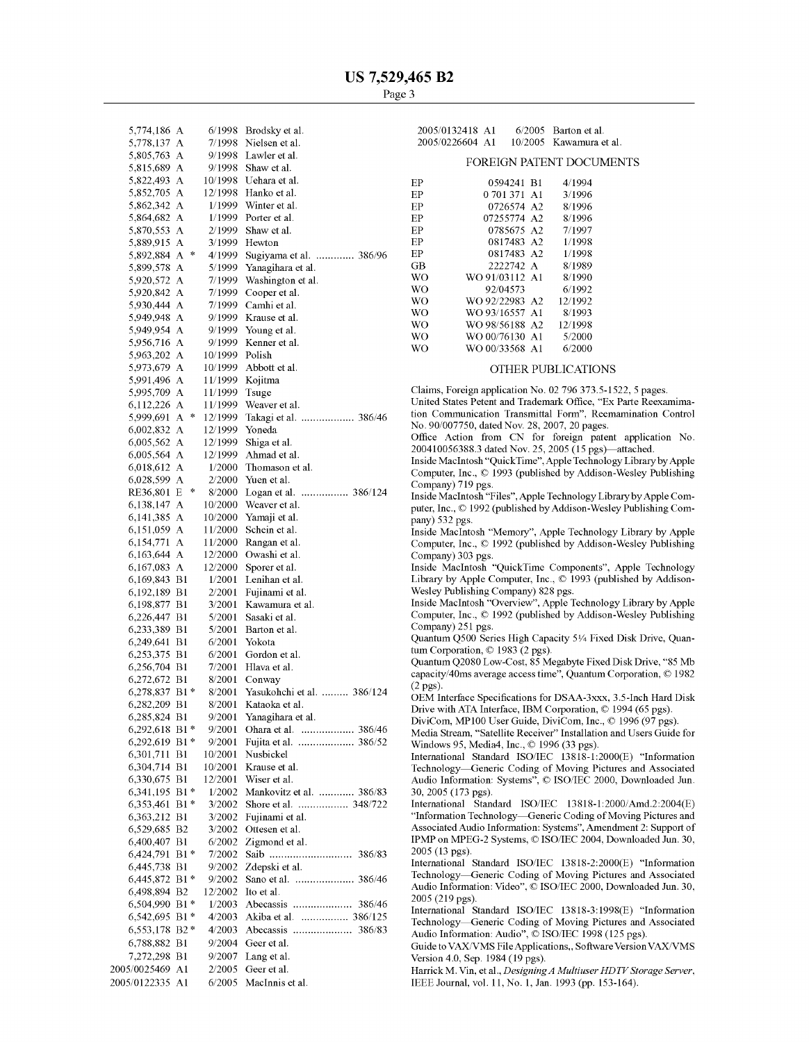5,774,186 A 6/1998 Brodsky et al.
5,778,137 A 7/1998 Nielsen et al.
5,805,763 A 9/1998 Lawler et al.
5,815,689 A 9/1998 Shaw et al.
5,822,493 A 10/1998 Uehara et al.
5,852,705 A 12/1998 Hanko et al.
5,862,342 A 1/1999 Winter et al.
5,864,682 A 1/1999 Porter et al.
5,870,553 A 2/1999 Shaw et al.
5,889,915 A 3/1999 Hewton
5,892,884 A * 4/1999 Sugiyama et al. ............. 386/96
5,899,578 A 5/1999 Yanagihara et al.
5,920,572 A 7/1999 Washington et al.
5,920,842 A 7/1999 Cooper et al.
5,930,444 A 7/1999 Camhi et al.
5,949,948 A 9/1999 Krause et al.
5,949,954 A 9/1999 Young et al.
5,956,716 A 9/1999 Kenner et al.
5,963,202 A 10/1999 Polish
5,973,679 A 10/1999 Abbott et al.
5,991,496 A 11/1999 Kojitma
5,995,709 A 11/1999 Tsuge
6,112,226 A 11/1999 Weaver et al.
5,999,691 A * 12/1999 Takagi et al. .................. 386/46
6,002,832 A 12/1999 Yoneda
6,005,562 A 12/1999 Shiga et al.
6,005,564 A 12/1999 Ahmad et al.
6,018,612 A 1/2000 Thomason et al.
6,028,599 A 2/2000 Yuen et al.
RE36,801 E * 8/2000 Logan et al. ................ 386/124
6,138,147 A 10/2000 Weaver et al.
6,141,385 A 10/2000 Yamaji et al.
6,151,059 A 11/2000 Schein et al.
6,154,771 A 11/2000 Rangan et al.
6,163,644 A 12/2000 Owashi et al.
6,167,083 A 12/2000 Sporer et al.
6,169,843 B1 1/2001 Lenihan et al.
6,192,189 B1 2/2001 Fujinami et al.
6,198,877 B1 3/2001 Kawamura et al.
6,226,447 B1 5/2001 Sasaki et al.
6,233,389 B1 5/2001 Barton et al.
6,249,641 B1 6/2001 Yokota
6,253,375 B1 6/2001 Gordon et al.
6,256,704 B1 7/2001 Hlava et al.
6,272,672 B1 8/2001 Conway
6,278,837 B1 * 8/2001 Yasukohchi et al. ......... 386/124
6,282,209 B1 8/2001 Kataoka et al.
6,285,824 B1 9/2001 Yanagihara et al.
6,292,618 B1 * 9/2001 Ohara et al. .................. 386/46
6,292,619 B1 * 9/2001 Fujita et al. ................... 386/52
6,301,711 B1 10/2001 Nusbickel
6,304,714 B1 10/2001 Krause et al.
6,330,675 B1 12/2001 Wiser et al.
6,341,195 B1 * 1/2002 Mankovitz et al. ............ 386/83
6,353,461 B1 * 3/2002 Shore et al. ................. 348/722
6,363,212 B1 3/2002 Fujinami et al.
6,529,685 B2 3/2002 Ottesen et al.
6,400,407 B1 6/2002 Zigmond et al.
6,424,791 B1 * 7/2002 Saib ............................ 386/83
6,445,738 B1 9/2002 Zdepski et al.
6,445,872 B1 * 9/2002 Sano et al. .................... 386/46
6,498,894 B2 12/2002 Ito et al.
6,504,990 B1 * 1/2003 Abecassis .................... 386/46
6,542,695 B1 * 4/2003 Akiba et al. ................ 386/125
6,553,178 B2 * 4/2003 Abecassis .................... 386/83
6,788,882 B1 9/2004 Geer et al.
7,272,298 B1 9/2007 Lang et al.
2005/0025469 A1 2/2005 Geer et al.
2005/0122335 A1 6/2005 MacInnis et al.
2005/0132418 A1 6/2005 Barton et al.
2005/0226604 A1 10/2005 Kawamura et al.

## FOREIGN PATENT DOCUMENTS

| | | |
|---|---|---|
| EP | 0594241 B1 | 4/1994 |
| EP | 0 701 371 A1 | 3/1996 |
| EP | 0726574 A2 | 8/1996 |
| EP | 07255774 A2 | 8/1996 |
| EP | 0785675 A2 | 7/1997 |
| EP | 0817483 A2 | 1/1998 |
| EP | 0817483 A2 | 1/1998 |
| GB | 2222742 A | 8/1989 |
| WO | WO 91/03112 A1 | 8/1990 |
| WO | 92/04573 | 6/1992 |
| WO | WO 92/22983 A2 | 12/1992 |
| WO | WO 93/16557 A1 | 8/1993 |
| WO | WO 98/56188 A2 | 12/1998 |
| WO | WO 00/76130 A1 | 5/2000 |
| WO | WO 00/33568 A1 | 6/2000 |

## OTHER PUBLICATIONS

Claims, Foreign application No. 02 796 373.5-1522, 5 pages.

United States Petent and Trademark Office, "Ex Parte Reexamination Communication Transmittal Form", Reemamination Control No. 90/007750, dated Nov. 28, 2007, 20 pages.

Office Action from CN for foreign patent application No. 200410056388.3 dated Nov. 25, 2005 (15 pgs)—attached.

Inside MacIntosh "QuickTime", Apple Technology Library by Apple Computer, Inc., © 1993 (published by Addison-Wesley Publishing Company) 719 pgs.

Inside MacIntosh "Files", Apple Technology Library by Apple Computer, Inc., © 1992 (published by Addison-Wesley Publishing Company) 532 pgs.

Inside MacIntosh "Memory", Apple Technology Library by Apple Computer, Inc., © 1992 (published by Addison-Wesley Publishing Company) 303 pgs.

Inside MacIntosh "QuickTime Components", Apple Technology Library by Apple Computer, Inc., © 1993 (published by Addison-Wesley Publishing Company) 828 pgs.

Inside MacIntosh "Overview", Apple Technology Library by Apple Computer, Inc., © 1992 (published by Addison-Wesley Publishing Company) 251 pgs.

Quantum Q500 Series High Capacity 5¼ Fixed Disk Drive, Quantum Corporation, © 1983 (2 pgs).

Quantum Q2080 Low-Cost, 85 Megabyte Fixed Disk Drive, "85 Mb capacity/40ms average access time", Quantum Corporation, © 1982 (2 pgs).

OEM Interface Specifications for DSAA-3xxx, 3.5-Inch Hard Disk Drive with ATA Interface, IBM Corporation, © 1994 (65 pgs).

DiviCom, MP100 User Guide, DiviCom, Inc., © 1996 (97 pgs).

Media Stream, "Satellite Receiver" Installation and Users Guide for Windows 95, Media4, Inc., © 1996 (33 pgs).

International Standard ISO/IEC 13818-1:2000(E) "Information Technology—Generic Coding of Moving Pictures and Associated Audio Information: Systems", © ISO/IEC 2000, Downloaded Jun. 30, 2005 (173 pgs).

International Standard ISO/IEC 13818-1:2000/Amd.2:2004(E) "Information Technology—Generic Coding of Moving Pictures and Associated Audio Information: Systems", Amendment 2: Support of IPMP on MPEG-2 Systems, © ISO/IEC 2004, Downloaded Jun. 30, 2005 (13 pgs).

International Standard ISO/IEC 13818-2:2000(E) "Information Technology—Generic Coding of Moving Pictures and Associated Audio Information: Video", © ISO/IEC 2000, Downloaded Jun. 30, 2005 (219 pgs).

International Standard ISO/IEC 13818-3:1998(E) "Information Technology—Generic Coding of Moving Pictures and Associated Audio Information: Audio", © ISO/IEC 1998 (125 pgs).

Guide to VAX/VMS File Applications,, Software Version VAX/VMS Version 4.0, Sep. 1984 (19 pgs).

Harrick M. Vin, et al., *Designing A Multiuser HDTV Storage Server*, IEEE Journal, vol. 11, No. 1, Jan. 1993 (pp. 153-164).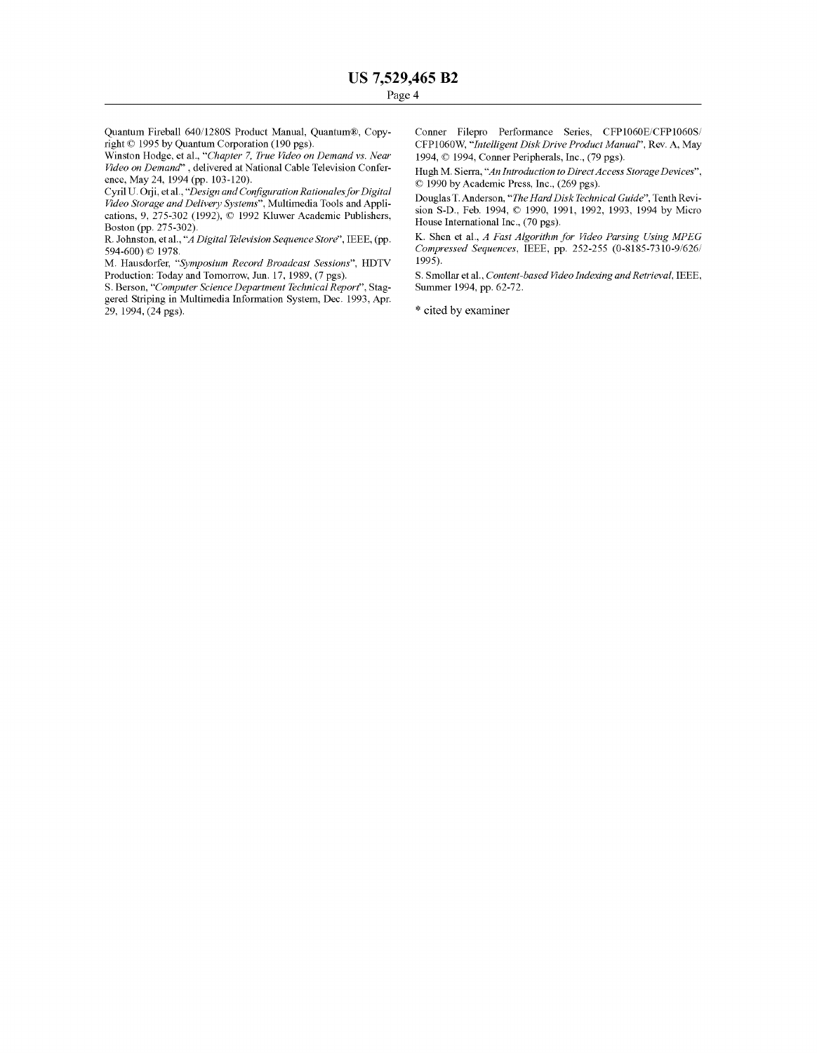Quantum Fireball 640/1280S Product Manual, Quantum®, Copyright © 1995 by Quantum Corporation (190 pgs).

Winston Hodge, et al., "*Chapter 7, True Video on Demand vs. Near Video on Demand*", delivered at National Cable Television Conference, May 24, 1994 (pp. 103-120).

Cyril U. Orji, et al., "*Design and Configuration Rationales for Digital Video Storage and Delivery Systems*", Multimedia Tools and Applications, 9, 275-302 (1992), © 1992 Kluwer Academic Publishers, Boston (pp. 275-302).

R. Johnston, et al., "*A Digital Television Sequence Store*", IEEE, (pp. 594-600) © 1978.

M. Hausdorfer, "*Symposium Record Broadcast Sessions*", HDTV Production: Today and Tomorrow, Jun. 17, 1989, (7 pgs).

S. Berson, "*Computer Science Department Technical Report*", Staggered Striping in Multimedia Information System, Dec. 1993, Apr. 29, 1994, (24 pgs).

Conner Filepro Performance Series, CFP1060E/CFP1060S/CFP1060W, "*Intelligent Disk Drive Product Manual*", Rev. A, May 1994, © 1994, Conner Peripherals, Inc., (79 pgs).

Hugh M. Sierra, "*An Introduction to Direct Access Storage Devices*", © 1990 by Academic Press, Inc., (269 pgs).

Douglas T. Anderson, "*The Hard Disk Technical Guide*", Tenth Revision S-D., Feb. 1994, © 1990, 1991, 1992, 1993, 1994 by Micro House International Inc., (70 pgs).

K. Shen et al., *A Fast Algorithm for Video Parsing Using MPEG Compressed Sequences*, IEEE, pp. 252-255 (0-8185-7310-9/626/1995).

S. Smollar et al., *Content-based Video Indexing and Retrieval*, IEEE, Summer 1994, pp. 62-72.

* cited by examiner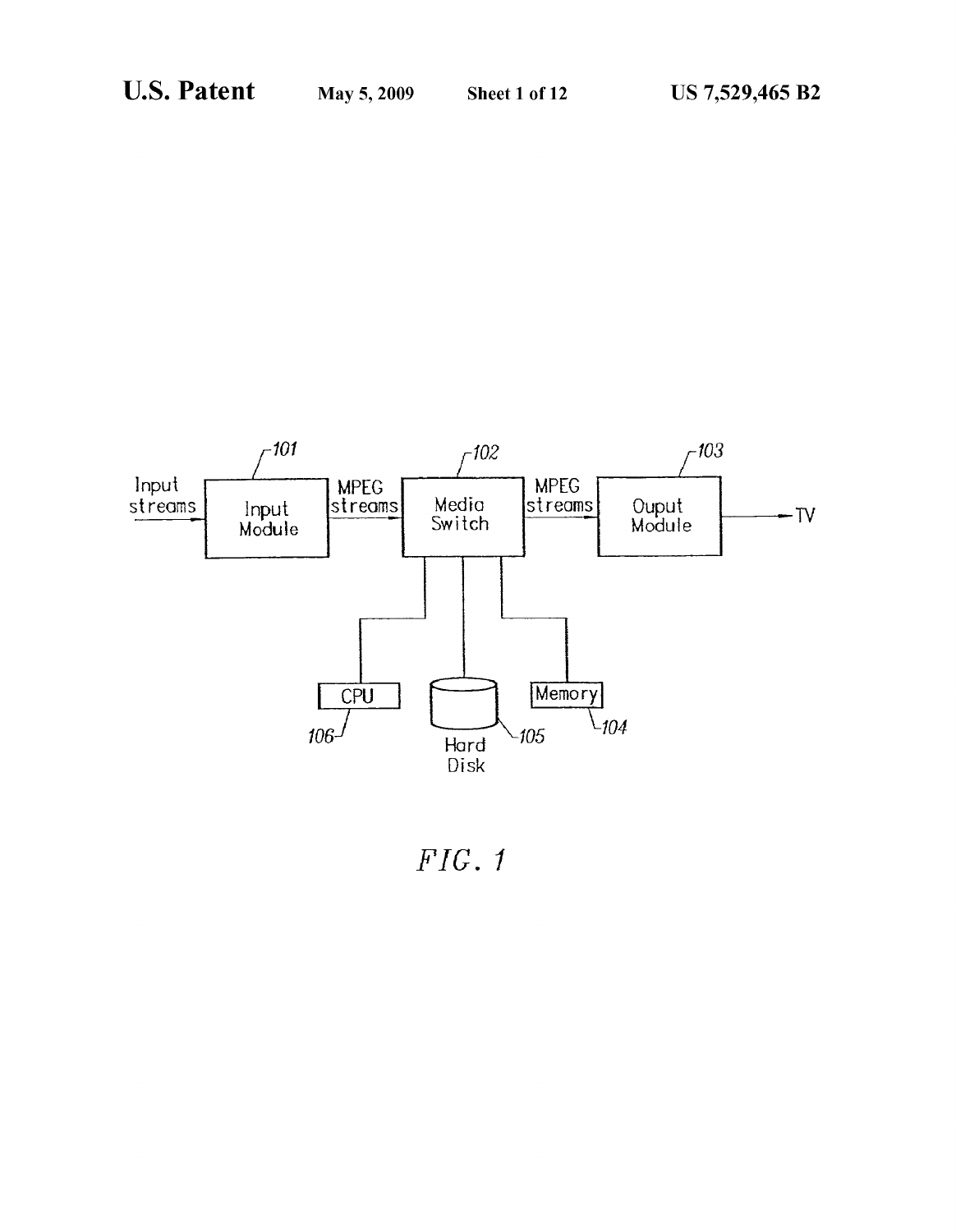101 — Input Module

102 — Media Switch

103 — Ouput Module

104 — Memory

105 — Hard Disk

106 — CPU

Input streams → Input Module → MPEG streams → Media Switch → MPEG streams → Ouput Module → TV

*FIG. 1*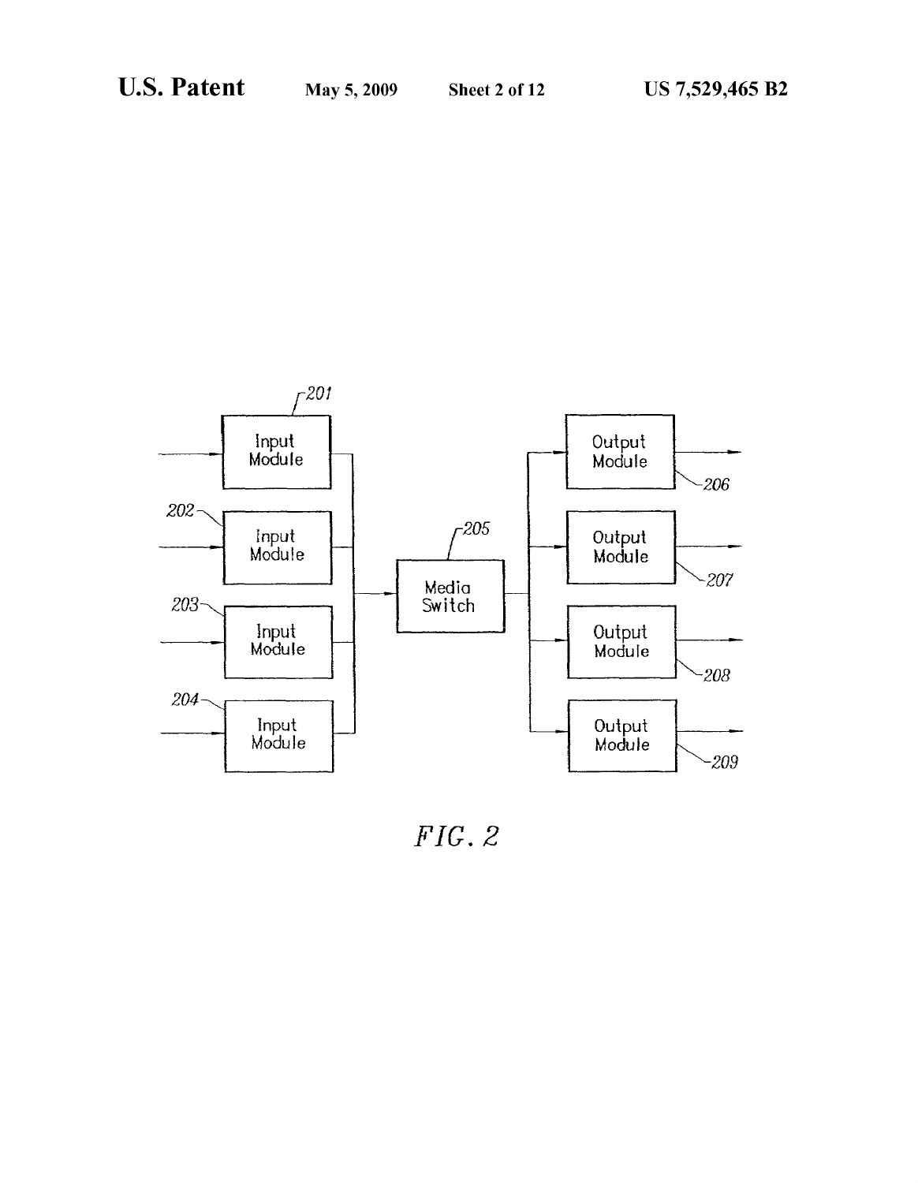FIG. 2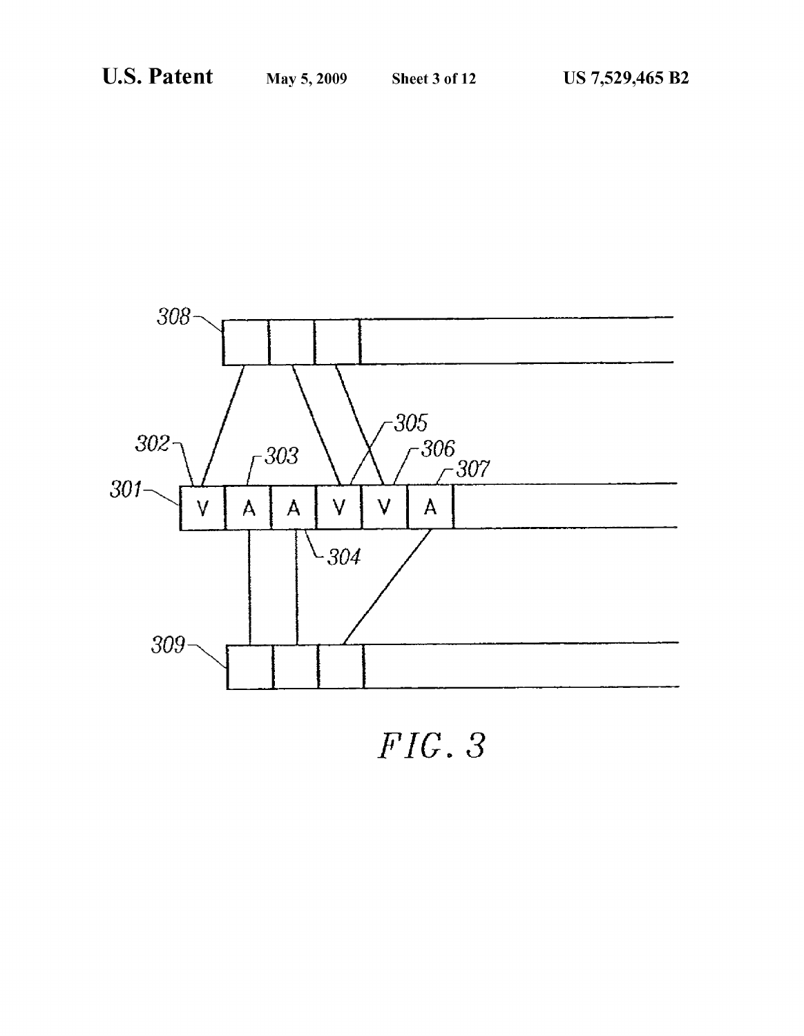FIG. 3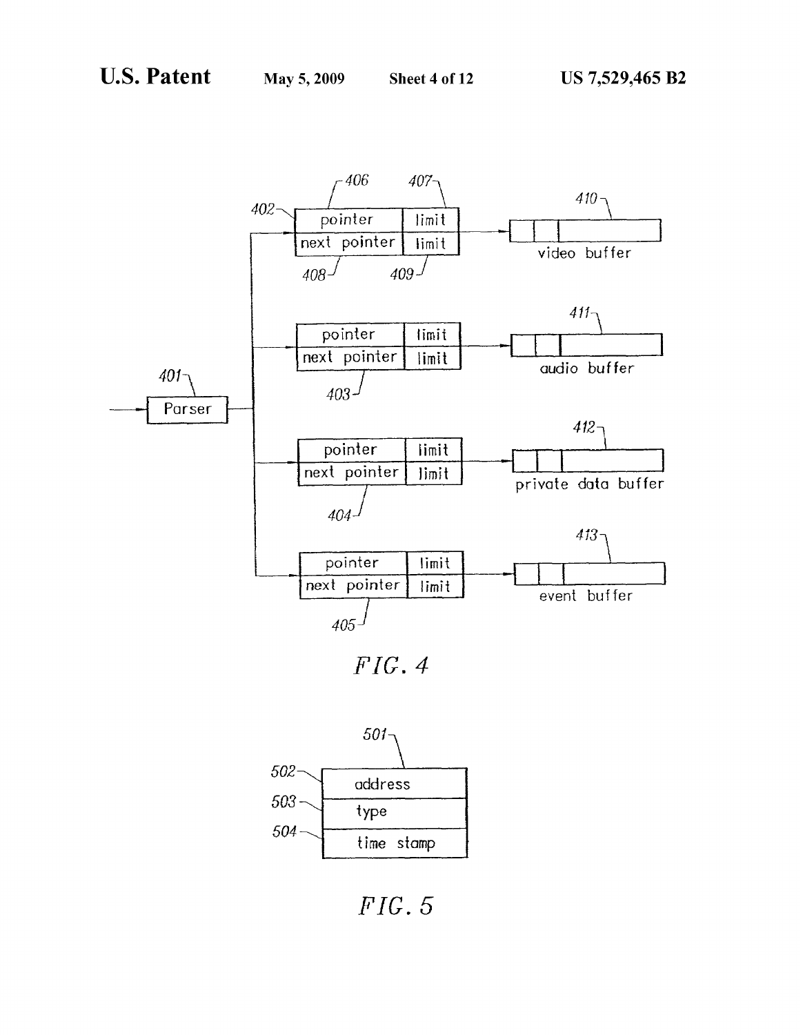FIG. 4

FIG. 5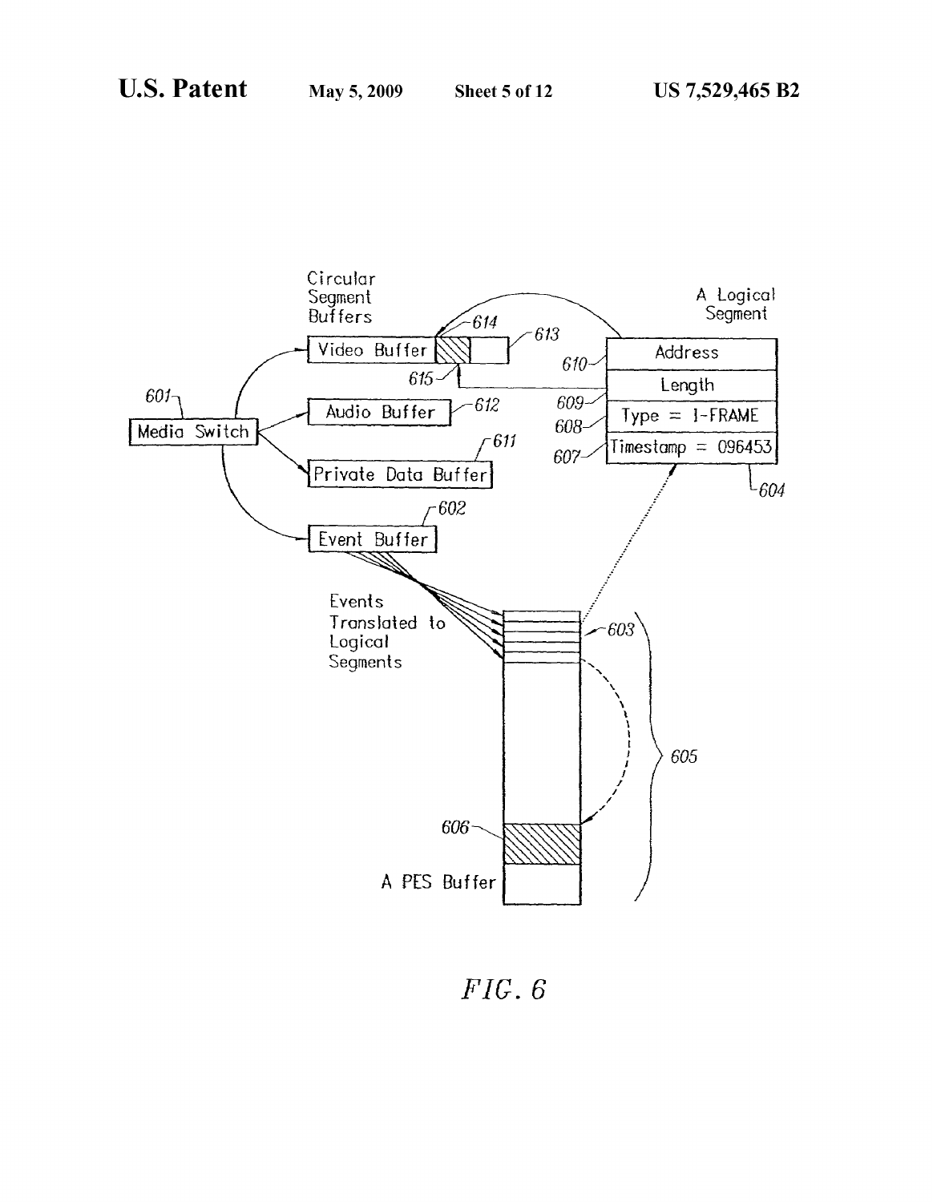Circular Segment Buffers

Video Buffer 613, 614, 615

Audio Buffer 612

Private Data Buffer 611

Media Switch 601

Event Buffer 602

A Logical Segment

| Address |
|---|
| Length |
| Type = I-FRAME |
| Timestamp = 096453 |

610, 609, 608, 607, 604

Events Translated to Logical Segments 603

605

606

A PES Buffer

*FIG. 6*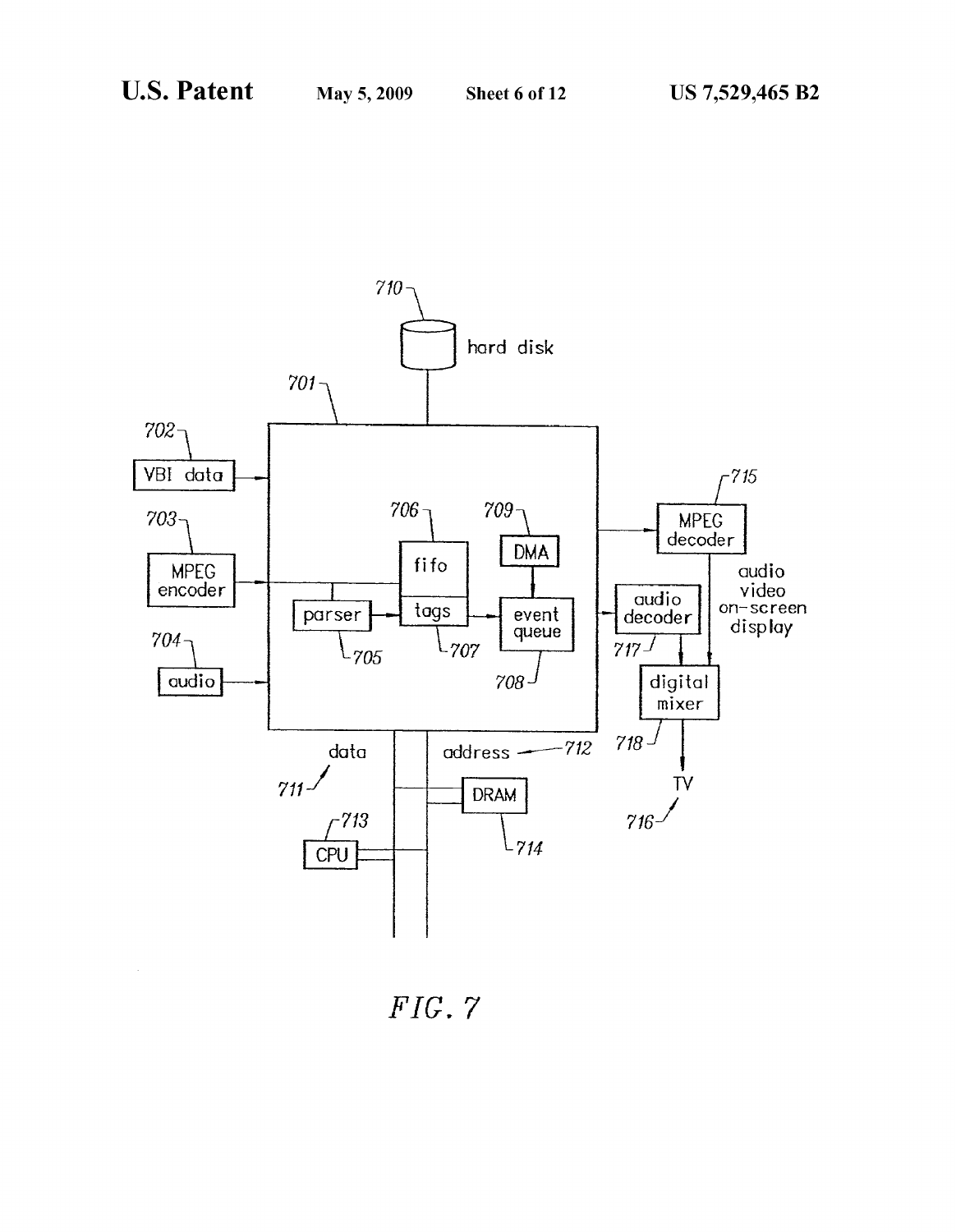FIG. 7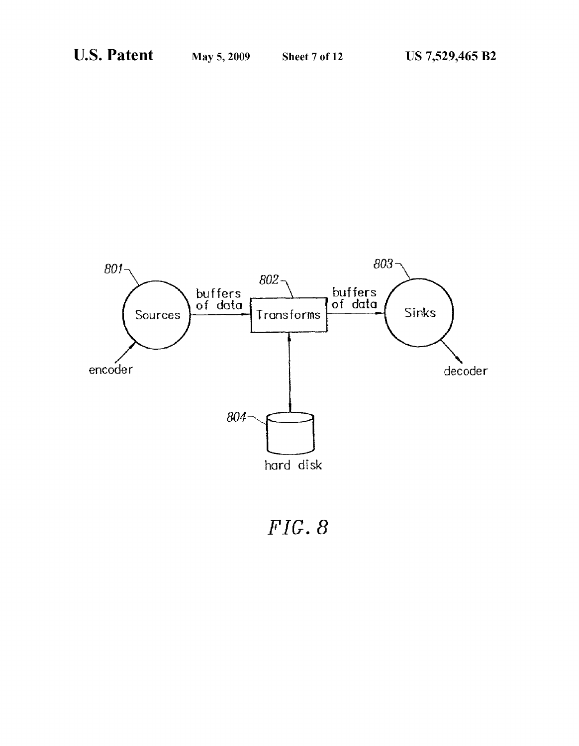FIG. 8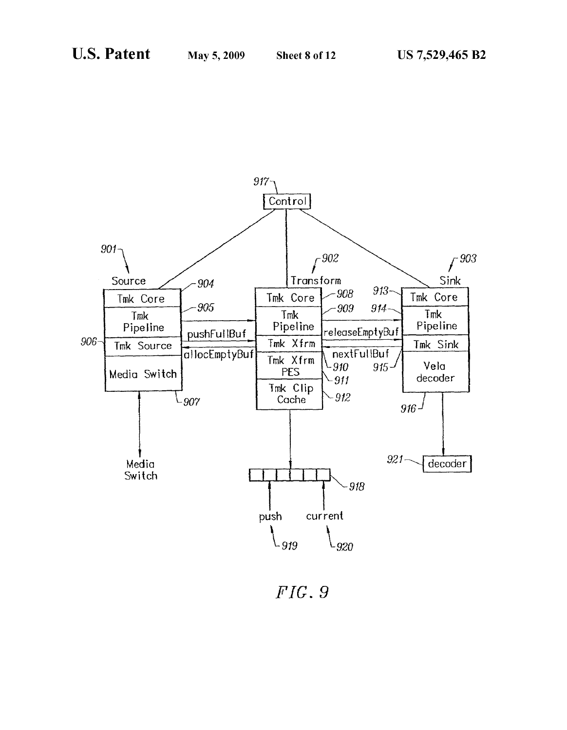*FIG. 9*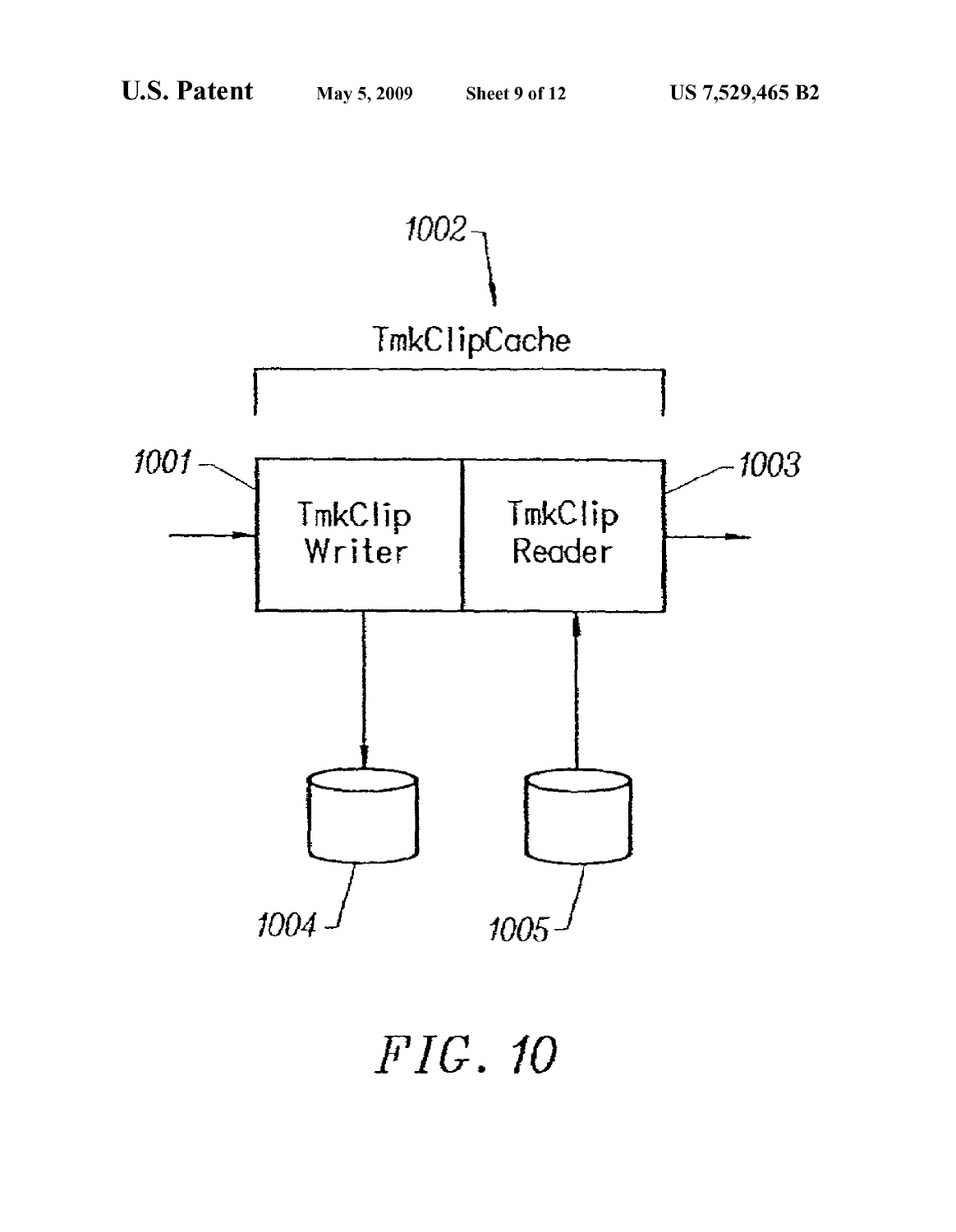1002

TmkClipCache

1001

TmkClip Writer

TmkClip Reader

1003

1004

1005

FIG. 10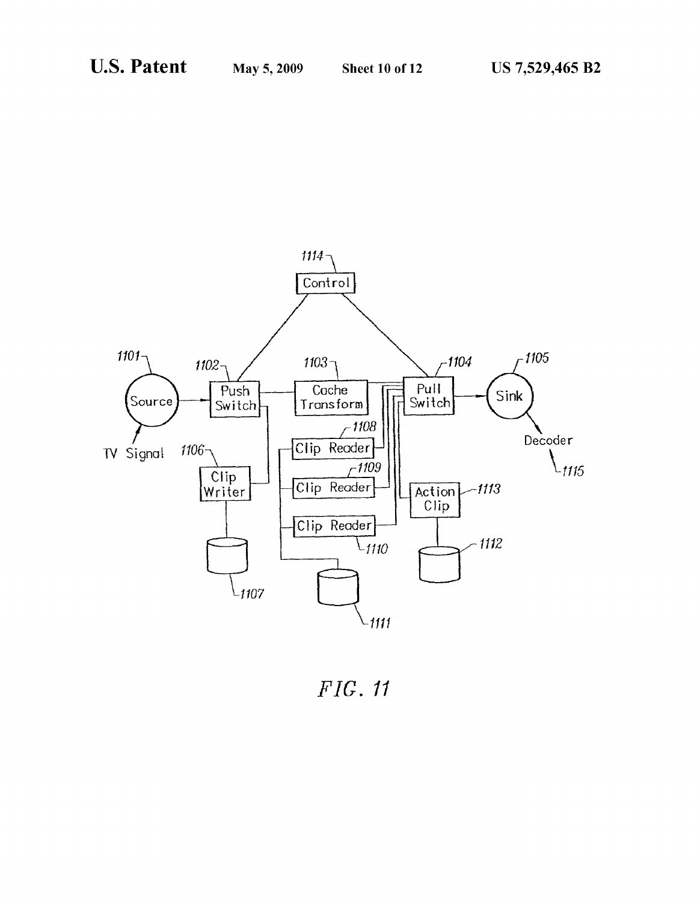1114 Control

1101 Source

1102 Push Switch

1103 Cache Transform

1104 Pull Switch

1105 Sink

TV Signal

1106 Clip Writer

1107

1108 Clip Reader

1109 Clip Reader

1110 Clip Reader

1111

1113 Action Clip

1112

Decoder 1115

*FIG. 11*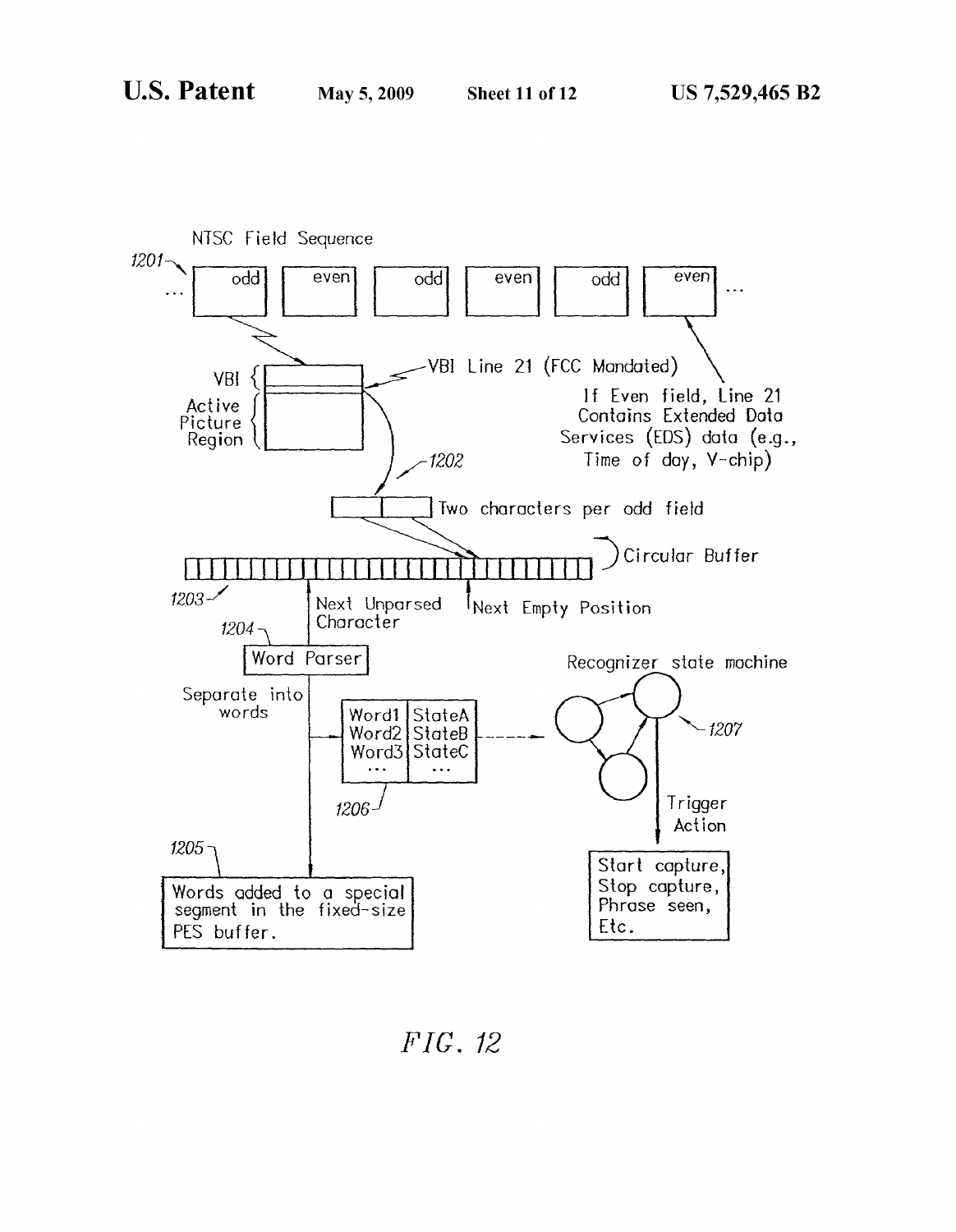NTSC Field Sequence

1201

odd | even | odd | even | odd | even

VBI

Active Picture Region

VBI Line 21 (FCC Mandated)

If Even field, Line 21 Contains Extended Data Services (EDS) data (e.g., Time of day, V-chip)

1202

Two characters per odd field

Circular Buffer

1203

Next Unparsed Character

Next Empty Position

1204

Word Parser

Separate into words

Word1 StateA
Word2 StateB
Word3 StateC
... ...

1206

Recognizer state machine

1207

Trigger Action

Start capture,
Stop capture,
Phrase seen,
Etc.

1205

Words added to a special segment in the fixed-size PES buffer.

*FIG. 12*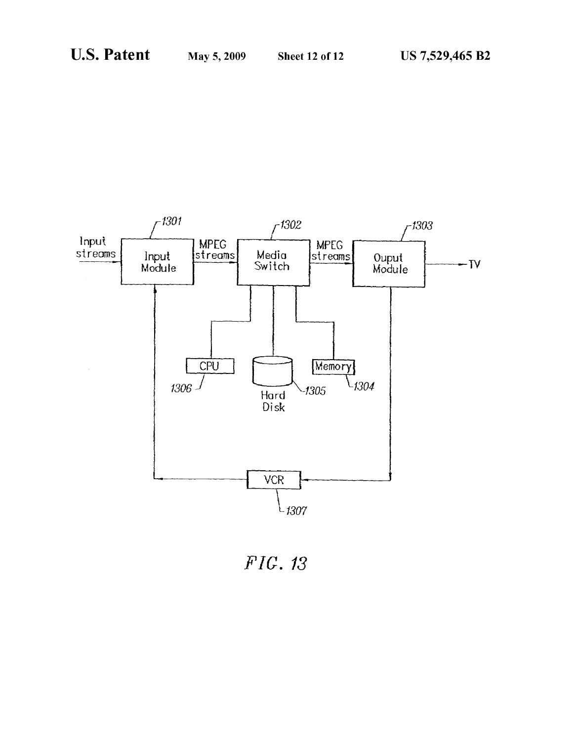*FIG. 13*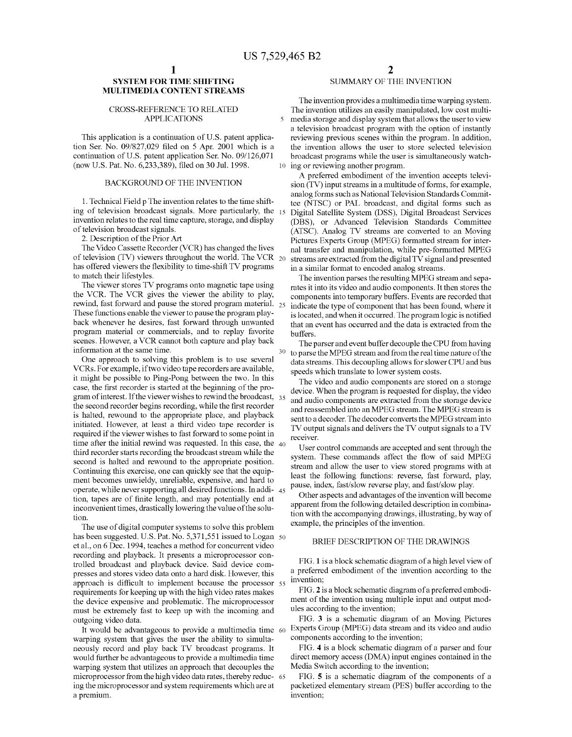# SYSTEM FOR TIME SHIFTING MULTIMEDIA CONTENT STREAMS

## CROSS-REFERENCE TO RELATED APPLICATIONS

This application is a continuation of U.S. patent application Ser. No. 09/827,029 filed on 5 Apr. 2001 which is a continuation of U.S. patent application Ser. No. 09/126,071 (now U.S. Pat. No. 6,233,389), filed on 30 Jul. 1998.

## BACKGROUND OF THE INVENTION

1. Technical Field p The invention relates to the time shifting of television broadcast signals. More particularly, the invention relates to the real time capture, storage, and display of television broadcast signals.

2. Description of the Prior Art

The Video Cassette Recorder (VCR) has changed the lives of television (TV) viewers throughout the world. The VCR has offered viewers the flexibility to time-shift TV programs to match their lifestyles.

The viewer stores TV programs onto magnetic tape using the VCR. The VCR gives the viewer the ability to play, rewind, fast forward and pause the stored program material. These functions enable the viewer to pause the program playback whenever he desires, fast forward through unwanted program material or commercials, and to replay favorite scenes. However, a VCR cannot both capture and play back information at the same time.

One approach to solving this problem is to use several VCRs. For example, if two video tape recorders are available, it might be possible to Ping-Pong between the two. In this case, the first recorder is started at the beginning of the program of interest. If the viewer wishes to rewind the broadcast, the second recorder begins recording, while the first recorder is halted, rewound to the appropriate place, and playback initiated. However, at least a third video tape recorder is required if the viewer wishes to fast forward to some point in time after the initial rewind was requested. In this case, the third recorder starts recording the broadcast stream while the second is halted and rewound to the appropriate position. Continuing this exercise, one can quickly see that the equipment becomes unwieldy, unreliable, expensive, and hard to operate, while never supporting all desired functions. In addition, tapes are of finite length, and may potentially end at inconvenient times, drastically lowering the value of the solution.

The use of digital computer systems to solve this problem has been suggested. U.S. Pat. No. 5,371,551 issued to Logan et al., on 6 Dec. 1994, teaches a method for concurrent video recording and playback. It presents a microprocessor controlled broadcast and playback device. Said device compresses and stores video data onto a hard disk. However, this approach is difficult to implement because the processor requirements for keeping up with the high video rates makes the device expensive and problematic. The microprocessor must be extremely fast to keep up with the incoming and outgoing video data.

It would be advantageous to provide a multimedia time warping system that gives the user the ability to simultaneously record and play back TV broadcast programs. It would further be advantageous to provide a multimedia time warping system that utilizes an approach that decouples the microprocessor from the high video data rates, thereby reducing the microprocessor and system requirements which are at a premium.

## SUMMARY OF THE INVENTION

The invention provides a multimedia time warping system. The invention utilizes an easily manipulated, low cost multimedia storage and display system that allows the user to view a television broadcast program with the option of instantly reviewing previous scenes within the program. In addition, the invention allows the user to store selected television broadcast programs while the user is simultaneously watching or reviewing another program.

A preferred embodiment of the invention accepts television (TV) input streams in a multitude of forms, for example, analog forms such as National Television Standards Committee (NTSC) or PAL broadcast, and digital forms such as Digital Satellite System (DSS), Digital Broadcast Services (DBS), or Advanced Television Standards Committee (ATSC). Analog TV streams are converted to an Moving Pictures Experts Group (MPEG) formatted stream for internal transfer and manipulation, while pre-formatted MPEG streams are extracted from the digital TV signal and presented in a similar format to encoded analog streams.

The invention parses the resulting MPEG stream and separates it into its video and audio components. It then stores the components into temporary buffers. Events are recorded that indicate the type of component that has been found, where it is located, and when it occurred. The program logic is notified that an event has occurred and the data is extracted from the buffers.

The parser and event buffer decouple the CPU from having to parse the MPEG stream and from the real time nature of the data streams. This decoupling allows for slower CPU and bus speeds which translate to lower system costs.

The video and audio components are stored on a storage device. When the program is requested for display, the video and audio components are extracted from the storage device and reassembled into an MPEG stream. The MPEG stream is sent to a decoder. The decoder converts the MPEG stream into TV output signals and delivers the TV output signals to a TV receiver.

User control commands are accepted and sent through the system. These commands affect the flow of said MPEG stream and allow the user to view stored programs with at least the following functions: reverse, fast forward, play, pause, index, fast/slow reverse play, and fast/slow play.

Other aspects and advantages of the invention will become apparent from the following detailed description in combination with the accompanying drawings, illustrating, by way of example, the principles of the invention.

## BRIEF DESCRIPTION OF THE DRAWINGS

FIG. 1 is a block schematic diagram of a high level view of a preferred embodiment of the invention according to the invention;

FIG. 2 is a block schematic diagram of a preferred embodiment of the invention using multiple input and output modules according to the invention;

FIG. 3 is a schematic diagram of an Moving Pictures Experts Group (MPEG) data stream and its video and audio components according to the invention;

FIG. 4 is a block schematic diagram of a parser and four direct memory access (DMA) input engines contained in the Media Switch according to the invention;

FIG. 5 is a schematic diagram of the components of a packetized elementary stream (PES) buffer according to the invention;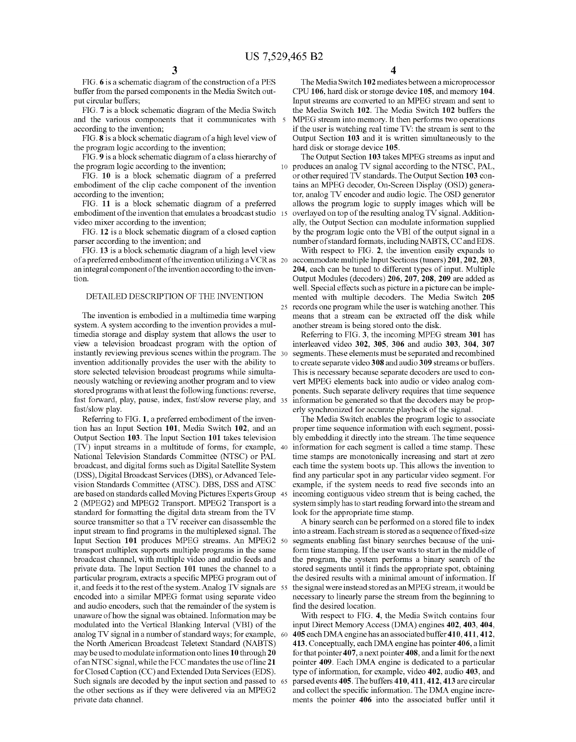FIG. 6 is a schematic diagram of the construction of a PES buffer from the parsed components in the Media Switch output circular buffers;

FIG. 7 is a block schematic diagram of the Media Switch and the various components that it communicates with according to the invention;

FIG. 8 is a block schematic diagram of a high level view of the program logic according to the invention;

FIG. 9 is a block schematic diagram of a class hierarchy of the program logic according to the invention;

FIG. 10 is a block schematic diagram of a preferred embodiment of the clip cache component of the invention according to the invention;

FIG. 11 is a block schematic diagram of a preferred embodiment of the invention that emulates a broadcast studio video mixer according to the invention;

FIG. 12 is a block schematic diagram of a closed caption parser according to the invention; and

FIG. 13 is a block schematic diagram of a high level view of a preferred embodiment of the invention utilizing a VCR as an integral component of the invention according to the invention.

## DETAILED DESCRIPTION OF THE INVENTION

The invention is embodied in a multimedia time warping system. A system according to the invention provides a multimedia storage and display system that allows the user to view a television broadcast program with the option of instantly reviewing previous scenes within the program. The invention additionally provides the user with the ability to store selected television broadcast programs while simultaneously watching or reviewing another program and to view stored programs with at least the following functions: reverse, fast forward, play, pause, index, fast/slow reverse play, and fast/slow play.

Referring to FIG. 1, a preferred embodiment of the invention has an Input Section 101, Media Switch 102, and an Output Section 103. The Input Section 101 takes television (TV) input streams in a multitude of forms, for example, National Television Standards Committee (NTSC) or PAL broadcast, and digital forms such as Digital Satellite System (DSS), Digital Broadcast Services (DBS), or Advanced Television Standards Committee (ATSC). DBS, DSS and ATSC are based on standards called Moving Pictures Experts Group 2 (MPEG2) and MPEG2 Transport. MPEG2 Transport is a standard for formatting the digital data stream from the TV source transmitter so that a TV receiver can disassemble the input stream to find programs in the multiplexed signal. The Input Section 101 produces MPEG streams. An MPEG2 transport multiplex supports multiple programs in the same broadcast channel, with multiple video and audio feeds and private data. The Input Section 101 tunes the channel to a particular program, extracts a specific MPEG program out of it, and feeds it to the rest of the system. Analog TV signals are encoded into a similar MPEG format using separate video and audio encoders, such that the remainder of the system is unaware of how the signal was obtained. Information may be modulated into the Vertical Blanking Interval (VBI) of the analog TV signal in a number of standard ways; for example, the North American Broadcast Teletext Standard (NABTS) may be used to modulate information onto lines 10 through 20 of an NTSC signal, while the FCC mandates the use of line 21 for Closed Caption (CC) and Extended Data Services (EDS). Such signals are decoded by the input section and passed to the other sections as if they were delivered via an MPEG2 private data channel.

The Media Switch 102 mediates between a microprocessor CPU 106, hard disk or storage device 105, and memory 104. Input streams are converted to an MPEG stream and sent to the Media Switch 102. The Media Switch 102 buffers the MPEG stream into memory. It then performs two operations if the user is watching real time TV: the stream is sent to the Output Section 103 and it is written simultaneously to the hard disk or storage device 105.

The Output Section 103 takes MPEG streams as input and produces an analog TV signal according to the NTSC, PAL, or other required TV standards. The Output Section 103 contains an MPEG decoder, On-Screen Display (OSD) generator, analog TV encoder and audio logic. The OSD generator allows the program logic to supply images which will be overlayed on top of the resulting analog TV signal. Additionally, the Output Section can modulate information supplied by the program logic onto the VBI of the output signal in a number of standard formats, including NABTS, CC and EDS.

With respect to FIG. 2, the invention easily expands to accommodate multiple Input Sections (tuners) 201, 202, 203, 204, each can be tuned to different types of input. Multiple Output Modules (decoders) 206, 207, 208, 209 are added as well. Special effects such as picture in a picture can be implemented with multiple decoders. The Media Switch 205 records one program while the user is watching another. This means that a stream can be extracted off the disk while another stream is being stored onto the disk.

Referring to FIG. 3, the incoming MPEG stream 301 has interleaved video 302, 305, 306 and audio 303, 304, 307 segments. These elements must be separated and recombined to create separate video 308 and audio 309 streams or buffers. This is necessary because separate decoders are used to convert MPEG elements back into audio or video analog components. Such separate delivery requires that time sequence information be generated so that the decoders may be properly synchronized for accurate playback of the signal.

The Media Switch enables the program logic to associate proper time sequence information with each segment, possibly embedding it directly into the stream. The time sequence information for each segment is called a time stamp. These time stamps are monotonically increasing and start at zero each time the system boots up. This allows the invention to find any particular spot in any particular video segment. For example, if the system needs to read five seconds into an incoming contiguous video stream that is being cached, the system simply has to start reading forward into the stream and look for the appropriate time stamp.

A binary search can be performed on a stored file to index into a stream. Each stream is stored as a sequence of fixed-size segments enabling fast binary searches because of the uniform time stamping. If the user wants to start in the middle of the program, the system performs a binary search of the stored segments until it finds the appropriate spot, obtaining the desired results with a minimal amount of information. If the signal were instead stored as an MPEG stream, it would be necessary to linearly parse the stream from the beginning to find the desired location.

With respect to FIG. 4, the Media Switch contains four input Direct Memory Access (DMA) engines 402, 403, 404, 405 each DMA engine has an associated buffer 410, 411, 412, 413. Conceptually, each DMA engine has pointer 406, a limit for that pointer 407, a next pointer 408, and a limit for the next pointer 409. Each DMA engine is dedicated to a particular type of information, for example, video 402, audio 403, and parsed events 405. The buffers 410, 411, 412, 413 are circular and collect the specific information. The DMA engine increments the pointer 406 into the associated buffer until it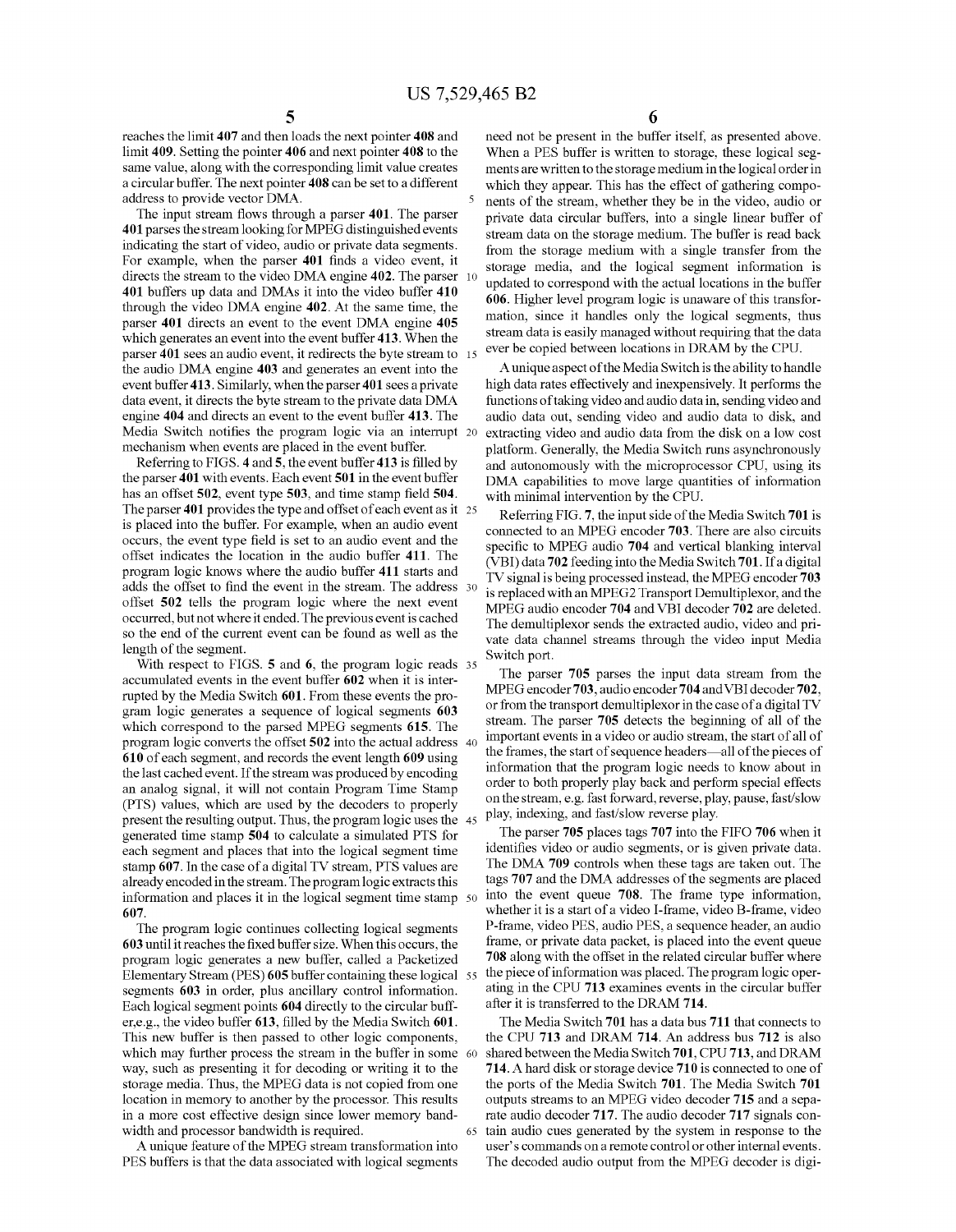reaches the limit 407 and then loads the next pointer 408 and limit 409. Setting the pointer 406 and next pointer 408 to the same value, along with the corresponding limit value creates a circular buffer. The next pointer 408 can be set to a different address to provide vector DMA.

The input stream flows through a parser 401. The parser 401 parses the stream looking for MPEG distinguished events indicating the start of video, audio or private data segments. For example, when the parser 401 finds a video event, it directs the stream to the video DMA engine 402. The parser 401 buffers up data and DMAs it into the video buffer 410 through the video DMA engine 402. At the same time, the parser 401 directs an event to the event DMA engine 405 which generates an event into the event buffer 413. When the parser 401 sees an audio event, it redirects the byte stream to the audio DMA engine 403 and generates an event into the event buffer 413. Similarly, when the parser 401 sees a private data event, it directs the byte stream to the private data DMA engine 404 and directs an event to the event buffer 413. The Media Switch notifies the program logic via an interrupt mechanism when events are placed in the event buffer.

Referring to FIGS. 4 and 5, the event buffer 413 is filled by the parser 401 with events. Each event 501 in the event buffer has an offset 502, event type 503, and time stamp field 504. The parser 401 provides the type and offset of each event as it is placed into the buffer. For example, when an audio event occurs, the event type field is set to an audio event and the offset indicates the location in the audio buffer 411. The program logic knows where the audio buffer 411 starts and adds the offset to find the event in the stream. The address offset 502 tells the program logic where the next event occurred, but not where it ended. The previous event is cached so the end of the current event can be found as well as the length of the segment.

With respect to FIGS. 5 and 6, the program logic reads accumulated events in the event buffer 602 when it is interrupted by the Media Switch 601. From these events the program logic generates a sequence of logical segments 603 which correspond to the parsed MPEG segments 615. The program logic converts the offset 502 into the actual address 610 of each segment, and records the event length 609 using the last cached event. If the stream was produced by encoding an analog signal, it will not contain Program Time Stamp (PTS) values, which are used by the decoders to properly present the resulting output. Thus, the program logic uses the generated time stamp 504 to calculate a simulated PTS for each segment and places that into the logical segment time stamp 607. In the case of a digital TV stream, PTS values are already encoded in the stream. The program logic extracts this information and places it in the logical segment time stamp 607.

The program logic continues collecting logical segments 603 until it reaches the fixed buffer size. When this occurs, the program logic generates a new buffer, called a Packetized Elementary Stream (PES) 605 buffer containing these logical segments 603 in order, plus ancillary control information. Each logical segment points 604 directly to the circular buffer,e.g., the video buffer 613, filled by the Media Switch 601. This new buffer is then passed to other logic components, which may further process the stream in the buffer in some way, such as presenting it for decoding or writing it to the storage media. Thus, the MPEG data is not copied from one location in memory to another by the processor. This results in a more cost effective design since lower memory bandwidth and processor bandwidth is required.

A unique feature of the MPEG stream transformation into PES buffers is that the data associated with logical segments need not be present in the buffer itself, as presented above. When a PES buffer is written to storage, these logical segments are written to the storage medium in the logical order in which they appear. This has the effect of gathering components of the stream, whether they be in the video, audio or private data circular buffers, into a single linear buffer of stream data on the storage medium. The buffer is read back from the storage medium with a single transfer from the storage media, and the logical segment information is updated to correspond with the actual locations in the buffer 606. Higher level program logic is unaware of this transformation, since it handles only the logical segments, thus stream data is easily managed without requiring that the data ever be copied between locations in DRAM by the CPU.

A unique aspect of the Media Switch is the ability to handle high data rates effectively and inexpensively. It performs the functions of taking video and audio data in, sending video and audio data out, sending video and audio data to disk, and extracting video and audio data from the disk on a low cost platform. Generally, the Media Switch runs asynchronously and autonomously with the microprocessor CPU, using its DMA capabilities to move large quantities of information with minimal intervention by the CPU.

Referring FIG. 7, the input side of the Media Switch 701 is connected to an MPEG encoder 703. There are also circuits specific to MPEG audio 704 and vertical blanking interval (VBI) data 702 feeding into the Media Switch 701. If a digital TV signal is being processed instead, the MPEG encoder 703 is replaced with an MPEG2 Transport Demultiplexor, and the MPEG audio encoder 704 and VBI decoder 702 are deleted. The demultiplexor sends the extracted audio, video and private data channel streams through the video input Media Switch port.

The parser 705 parses the input data stream from the MPEG encoder 703, audio encoder 704 and VBI decoder 702, or from the transport demultiplexor in the case of a digital TV stream. The parser 705 detects the beginning of all of the important events in a video or audio stream, the start of all of the frames, the start of sequence headers—all of the pieces of information that the program logic needs to know about in order to both properly play back and perform special effects on the stream, e.g. fast forward, reverse, play, pause, fast/slow play, indexing, and fast/slow reverse play.

The parser 705 places tags 707 into the FIFO 706 when it identifies video or audio segments, or is given private data. The DMA 709 controls when these tags are taken out. The tags 707 and the DMA addresses of the segments are placed into the event queue 708. The frame type information, whether it is a start of a video I-frame, video B-frame, video P-frame, video PES, audio PES, a sequence header, an audio frame, or private data packet, is placed into the event queue 708 along with the offset in the related circular buffer where the piece of information was placed. The program logic operating in the CPU 713 examines events in the circular buffer after it is transferred to the DRAM 714.

The Media Switch 701 has a data bus 711 that connects to the CPU 713 and DRAM 714. An address bus 712 is also shared between the Media Switch 701, CPU 713, and DRAM 714. A hard disk or storage device 710 is connected to one of the ports of the Media Switch 701. The Media Switch 701 outputs streams to an MPEG video decoder 715 and a separate audio decoder 717. The audio decoder 717 signals contain audio cues generated by the system in response to the user's commands on a remote control or other internal events. The decoded audio output from the MPEG decoder is digi-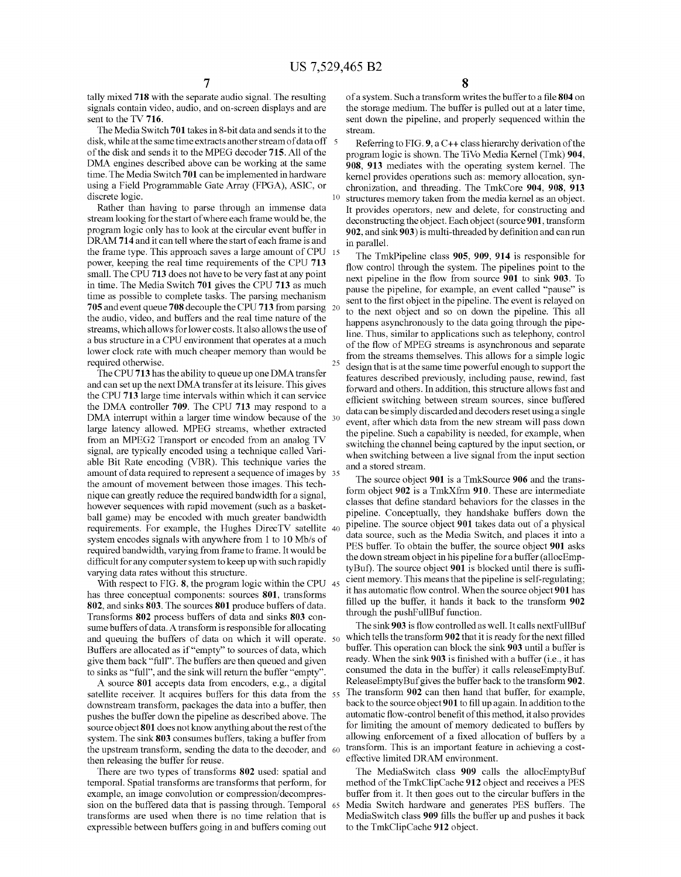tally mixed 718 with the separate audio signal. The resulting signals contain video, audio, and on-screen displays and are sent to the TV 716.

The Media Switch 701 takes in 8-bit data and sends it to the disk, while at the same time extracts another stream of data off of the disk and sends it to the MPEG decoder 715. All of the DMA engines described above can be working at the same time. The Media Switch 701 can be implemented in hardware using a Field Programmable Gate Array (FPGA), ASIC, or discrete logic.

Rather than having to parse through an immense data stream looking for the start of where each frame would be, the program logic only has to look at the circular event buffer in DRAM 714 and it can tell where the start of each frame is and the frame type. This approach saves a large amount of CPU power, keeping the real time requirements of the CPU 713 small. The CPU 713 does not have to be very fast at any point in time. The Media Switch 701 gives the CPU 713 as much time as possible to complete tasks. The parsing mechanism 705 and event queue 708 decouple the CPU 713 from parsing the audio, video, and buffers and the real time nature of the streams, which allows for lower costs. It also allows the use of a bus structure in a CPU environment that operates at a much lower clock rate with much cheaper memory than would be required otherwise.

The CPU 713 has the ability to queue up one DMA transfer and can set up the next DMA transfer at its leisure. This gives the CPU 713 large time intervals within which it can service the DMA controller 709. The CPU 713 may respond to a DMA interrupt within a larger time window because of the large latency allowed. MPEG streams, whether extracted from an MPEG2 Transport or encoded from an analog TV signal, are typically encoded using a technique called Variable Bit Rate encoding (VBR). This technique varies the amount of data required to represent a sequence of images by the amount of movement between those images. This technique can greatly reduce the required bandwidth for a signal, however sequences with rapid movement (such as a basketball game) may be encoded with much greater bandwidth requirements. For example, the Hughes DirecTV satellite system encodes signals with anywhere from 1 to 10 Mb/s of required bandwidth, varying from frame to frame. It would be difficult for any computer system to keep up with such rapidly varying data rates without this structure.

With respect to FIG. 8, the program logic within the CPU has three conceptual components: sources 801, transforms 802, and sinks 803. The sources 801 produce buffers of data. Transforms 802 process buffers of data and sinks 803 consume buffers of data. A transform is responsible for allocating and queuing the buffers of data on which it will operate. Buffers are allocated as if "empty" to sources of data, which give them back "full". The buffers are then queued and given to sinks as "full", and the sink will return the buffer "empty".

A source 801 accepts data from encoders, e.g., a digital satellite receiver. It acquires buffers for this data from the downstream transform, packages the data into a buffer, then pushes the buffer down the pipeline as described above. The source object 801 does not know anything about the rest of the system. The sink 803 consumes buffers, taking a buffer from the upstream transform, sending the data to the decoder, and then releasing the buffer for reuse.

There are two types of transforms 802 used: spatial and temporal. Spatial transforms are transforms that perform, for example, an image convolution or compression/decompression on the buffered data that is passing through. Temporal transforms are used when there is no time relation that is expressible between buffers going in and buffers coming out of a system. Such a transform writes the buffer to a file 804 on the storage medium. The buffer is pulled out at a later time, sent down the pipeline, and properly sequenced within the stream.

Referring to FIG. 9, a C++ class hierarchy derivation of the program logic is shown. The TiVo Media Kernel (Tmk) 904, 908, 913 mediates with the operating system kernel. The kernel provides operations such as: memory allocation, synchronization, and threading. The TmkCore 904, 908, 913 structures memory taken from the media kernel as an object. It provides operators, new and delete, for constructing and deconstructing the object. Each object (source 901, transform 902, and sink 903) is multi-threaded by definition and can run in parallel.

The TmkPipeline class 905, 909, 914 is responsible for flow control through the system. The pipelines point to the next pipeline in the flow from source 901 to sink 903. To pause the pipeline, for example, an event called "pause" is sent to the first object in the pipeline. The event is relayed on to the next object and so on down the pipeline. This all happens asynchronously to the data going through the pipeline. Thus, similar to applications such as telephony, control of the flow of MPEG streams is asynchronous and separate from the streams themselves. This allows for a simple logic design that is at the same time powerful enough to support the features described previously, including pause, rewind, fast forward and others. In addition, this structure allows fast and efficient switching between stream sources, since buffered data can be simply discarded and decoders reset using a single event, after which data from the new stream will pass down the pipeline. Such a capability is needed, for example, when switching the channel being captured by the input section, or when switching between a live signal from the input section and a stored stream.

The source object 901 is a TmkSource 906 and the transform object 902 is a TmkXfrm 910. These are intermediate classes that define standard behaviors for the classes in the pipeline. Conceptually, they handshake buffers down the pipeline. The source object 901 takes data out of a physical data source, such as the Media Switch, and places it into a PES buffer. To obtain the buffer, the source object 901 asks the down stream object in his pipeline for a buffer (allocEmptyBuf). The source object 901 is blocked until there is sufficient memory. This means that the pipeline is self-regulating; it has automatic flow control. When the source object 901 has filled up the buffer, it hands it back to the transform 902 through the pushFullBuf function.

The sink 903 is flow controlled as well. It calls nextFullBuf which tells the transform 902 that it is ready for the next filled buffer. This operation can block the sink 903 until a buffer is ready. When the sink 903 is finished with a buffer (i.e., it has consumed the data in the buffer) it calls releaseEmptyBuf. ReleaseEmptyBuf gives the buffer back to the transform 902. The transform 902 can then hand that buffer, for example, back to the source object 901 to fill up again. In addition to the automatic flow-control benefit of this method, it also provides for limiting the amount of memory dedicated to buffers by allowing enforcement of a fixed allocation of buffers by a transform. This is an important feature in achieving a cost-effective limited DRAM environment.

The MediaSwitch class 909 calls the allocEmptyBuf method of the TmkClipCache 912 object and receives a PES buffer from it. It then goes out to the circular buffers in the Media Switch hardware and generates PES buffers. The MediaSwitch class 909 fills the buffer up and pushes it back to the TmkClipCache 912 object.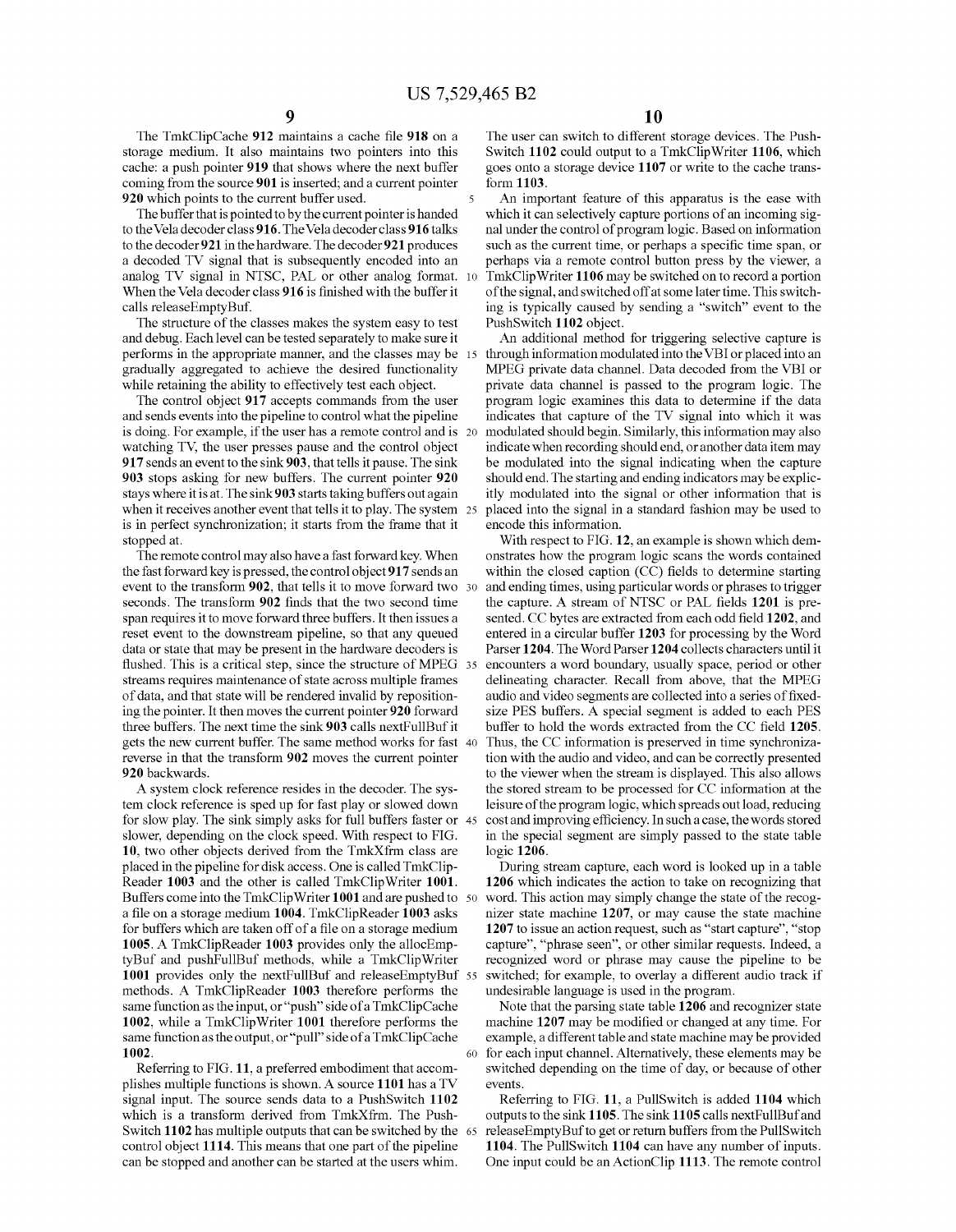The TmkClipCache **912** maintains a cache file **918** on a storage medium. It also maintains two pointers into this cache: a push pointer **919** that shows where the next buffer coming from the source **901** is inserted; and a current pointer **920** which points to the current buffer used.

The buffer that is pointed to by the current pointer is handed to the Vela decoder class **916**. The Vela decoder class **916** talks to the decoder **921** in the hardware. The decoder **921** produces a decoded TV signal that is subsequently encoded into an analog TV signal in NTSC, PAL or other analog format. When the Vela decoder class **916** is finished with the buffer it calls releaseEmptyBuf.

The structure of the classes makes the system easy to test and debug. Each level can be tested separately to make sure it performs in the appropriate manner, and the classes may be gradually aggregated to achieve the desired functionality while retaining the ability to effectively test each object.

The control object **917** accepts commands from the user and sends events into the pipeline to control what the pipeline is doing. For example, if the user has a remote control and is watching TV, the user presses pause and the control object **917** sends an event to the sink **903**, that tells it pause. The sink **903** stops asking for new buffers. The current pointer **920** stays where it is at. The sink **903** starts taking buffers out again when it receives another event that tells it to play. The system is in perfect synchronization; it starts from the frame that it stopped at.

The remote control may also have a fast forward key. When the fast forward key is pressed, the control object **917** sends an event to the transform **902**, that tells it to move forward two seconds. The transform **902** finds that the two second time span requires it to move forward three buffers. It then issues a reset event to the downstream pipeline, so that any queued data or state that may be present in the hardware decoders is flushed. This is a critical step, since the structure of MPEG streams requires maintenance of state across multiple frames of data, and that state will be rendered invalid by repositioning the pointer. It then moves the current pointer **920** forward three buffers. The next time the sink **903** calls nextFullBuf it gets the new current buffer. The same method works for fast reverse in that the transform **902** moves the current pointer **920** backwards.

A system clock reference resides in the decoder. The system clock reference is sped up for fast play or slowed down for slow play. The sink simply asks for full buffers faster or slower, depending on the clock speed. With respect to FIG. **10**, two other objects derived from the TmkXfrm class are placed in the pipeline for disk access. One is called TmkClipReader **1003** and the other is called TmkClipWriter **1001**. Buffers come into the TmkClipWriter **1001** and are pushed to a file on a storage medium **1004**. TmkClipReader **1003** asks for buffers which are taken off of a file on a storage medium **1005**. A TmkClipReader **1003** provides only the allocEmptyBuf and pushFullBuf methods, while a TmkClipWriter **1001** provides only the nextFullBuf and releaseEmptyBuf methods. A TmkClipReader **1003** therefore performs the same function as the input, or "push" side of a TmkClipCache **1002**, while a TmkClipWriter **1001** therefore performs the same function as the output, or "pull" side of a TmkClipCache **1002**.

Referring to FIG. **11**, a preferred embodiment that accomplishes multiple functions is shown. A source **1101** has a TV signal input. The source sends data to a PushSwitch **1102** which is a transform derived from TmkXfrm. The PushSwitch **1102** has multiple outputs that can be switched by the control object **1114**. This means that one part of the pipeline can be stopped and another can be started at the users whim. The user can switch to different storage devices. The PushSwitch **1102** could output to a TmkClipWriter **1106**, which goes onto a storage device **1107** or write to the cache transform **1103**.

An important feature of this apparatus is the ease with which it can selectively capture portions of an incoming signal under the control of program logic. Based on information such as the current time, or perhaps a specific time span, or perhaps via a remote control button press by the viewer, a TmkClipWriter **1106** may be switched on to record a portion of the signal, and switched off at some later time. This switching is typically caused by sending a "switch" event to the PushSwitch **1102** object.

An additional method for triggering selective capture is through information modulated into the VBI or placed into an MPEG private data channel. Data decoded from the VBI or private data channel is passed to the program logic. The program logic examines this data to determine if the data indicates that capture of the TV signal into which it was modulated should begin. Similarly, this information may also indicate when recording should end, or another data item may be modulated into the signal indicating when the capture should end. The starting and ending indicators may be explicitly modulated into the signal or other information that is placed into the signal in a standard fashion may be used to encode this information.

With respect to FIG. **12**, an example is shown which demonstrates how the program logic scans the words contained within the closed caption (CC) fields to determine starting and ending times, using particular words or phrases to trigger the capture. A stream of NTSC or PAL fields **1201** is presented. CC bytes are extracted from each odd field **1202**, and entered in a circular buffer **1203** for processing by the Word Parser **1204**. The Word Parser **1204** collects characters until it encounters a word boundary, usually space, period or other delineating character. Recall from above, that the MPEG audio and video segments are collected into a series of fixed-size PES buffers. A special segment is added to each PES buffer to hold the words extracted from the CC field **1205**. Thus, the CC information is preserved in time synchronization with the audio and video, and can be correctly presented to the viewer when the stream is displayed. This also allows the stored stream to be processed for CC information at the leisure of the program logic, which spreads out load, reducing cost and improving efficiency. In such a case, the words stored in the special segment are simply passed to the state table logic **1206**.

During stream capture, each word is looked up in a table **1206** which indicates the action to take on recognizing that word. This action may simply change the state of the recognizer state machine **1207**, or may cause the state machine **1207** to issue an action request, such as "start capture", "stop capture", "phrase seen", or other similar requests. Indeed, a recognized word or phrase may cause the pipeline to be switched; for example, to overlay a different audio track if undesirable language is used in the program.

Note that the parsing state table **1206** and recognizer state machine **1207** may be modified or changed at any time. For example, a different table and state machine may be provided for each input channel. Alternatively, these elements may be switched depending on the time of day, or because of other events.

Referring to FIG. **11**, a PullSwitch is added **1104** which outputs to the sink **1105**. The sink **1105** calls nextFullBuf and releaseEmptyBuf to get or return buffers from the PullSwitch **1104**. The PullSwitch **1104** can have any number of inputs. One input could be an ActionClip **1113**. The remote control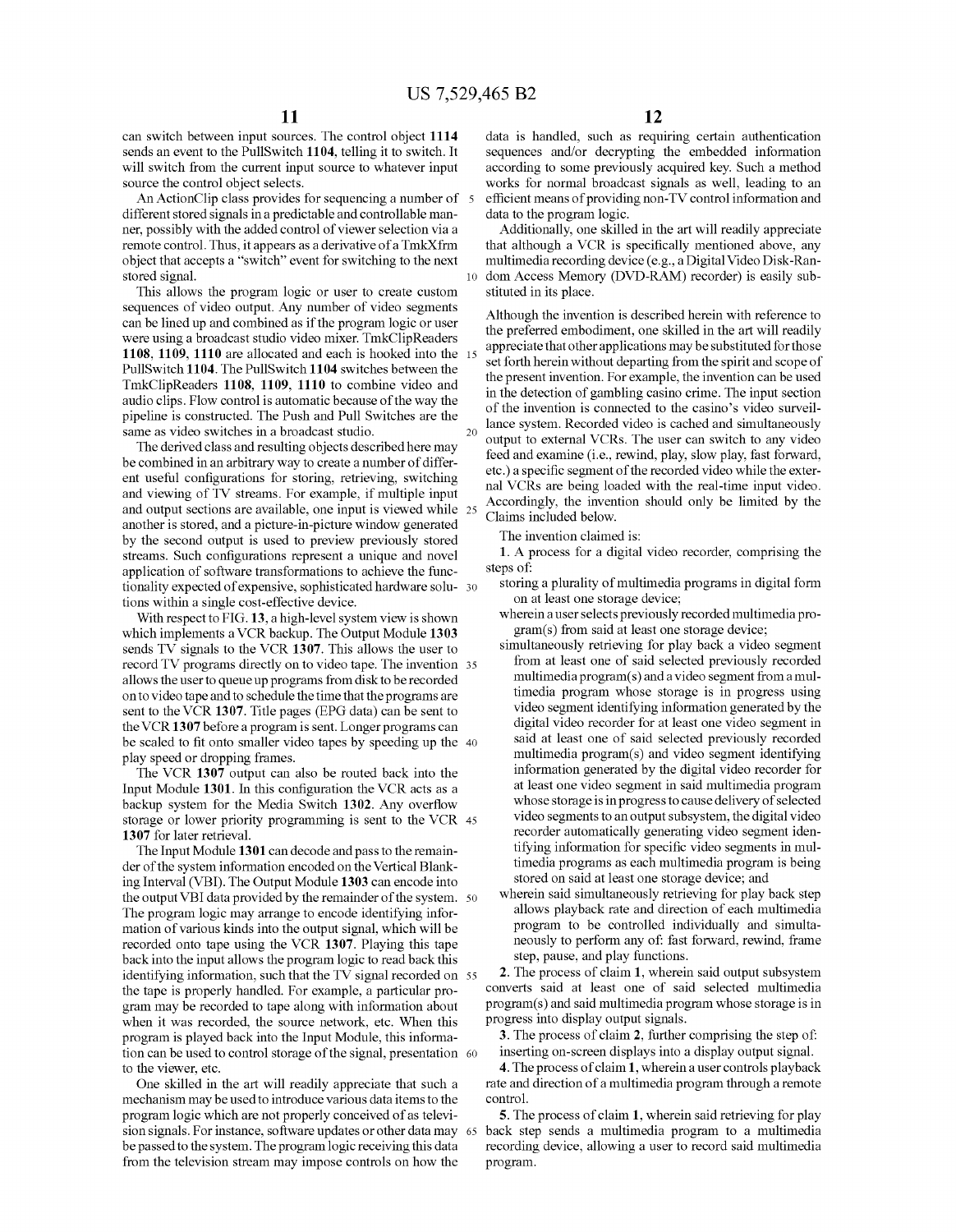can switch between input sources. The control object **1114** sends an event to the PullSwitch **1104**, telling it to switch. It will switch from the current input source to whatever input source the control object selects.

An ActionClip class provides for sequencing a number of different stored signals in a predictable and controllable manner, possibly with the added control of viewer selection via a remote control. Thus, it appears as a derivative of a TmkXfrm object that accepts a "switch" event for switching to the next stored signal.

This allows the program logic or user to create custom sequences of video output. Any number of video segments can be lined up and combined as if the program logic or user were using a broadcast studio video mixer. TmkClipReaders **1108**, **1109**, **1110** are allocated and each is hooked into the PullSwitch **1104**. The PullSwitch **1104** switches between the TmkClipReaders **1108**, **1109**, **1110** to combine video and audio clips. Flow control is automatic because of the way the pipeline is constructed. The Push and Pull Switches are the same as video switches in a broadcast studio.

The derived class and resulting objects described here may be combined in an arbitrary way to create a number of different useful configurations for storing, retrieving, switching and viewing of TV streams. For example, if multiple input and output sections are available, one input is viewed while another is stored, and a picture-in-picture window generated by the second output is used to preview previously stored streams. Such configurations represent a unique and novel application of software transformations to achieve the functionality expected of expensive, sophisticated hardware solutions within a single cost-effective device.

With respect to FIG. **13**, a high-level system view is shown which implements a VCR backup. The Output Module **1303** sends TV signals to the VCR **1307**. This allows the user to record TV programs directly on to video tape. The invention allows the user to queue up programs from disk to be recorded on to video tape and to schedule the time that the programs are sent to the VCR **1307**. Title pages (EPG data) can be sent to the VCR **1307** before a program is sent. Longer programs can be scaled to fit onto smaller video tapes by speeding up the play speed or dropping frames.

The VCR **1307** output can also be routed back into the Input Module **1301**. In this configuration the VCR acts as a backup system for the Media Switch **1302**. Any overflow storage or lower priority programming is sent to the VCR **1307** for later retrieval.

The Input Module **1301** can decode and pass to the remainder of the system information encoded on the Vertical Blanking Interval (VBI). The Output Module **1303** can encode into the output VBI data provided by the remainder of the system. The program logic may arrange to encode identifying information of various kinds into the output signal, which will be recorded onto tape using the VCR **1307**. Playing this tape back into the input allows the program logic to read back this identifying information, such that the TV signal recorded on the tape is properly handled. For example, a particular program may be recorded to tape along with information about when it was recorded, the source network, etc. When this program is played back into the Input Module, this information can be used to control storage of the signal, presentation to the viewer, etc.

One skilled in the art will readily appreciate that such a mechanism may be used to introduce various data items to the program logic which are not properly conceived of as television signals. For instance, software updates or other data may be passed to the system. The program logic receiving this data from the television stream may impose controls on how the data is handled, such as requiring certain authentication sequences and/or decrypting the embedded information according to some previously acquired key. Such a method works for normal broadcast signals as well, leading to an efficient means of providing non-TV control information and data to the program logic.

Additionally, one skilled in the art will readily appreciate that although a VCR is specifically mentioned above, any multimedia recording device (e.g., a Digital Video Disk-Random Access Memory (DVD-RAM) recorder) is easily substituted in its place.

Although the invention is described herein with reference to the preferred embodiment, one skilled in the art will readily appreciate that other applications may be substituted for those set forth herein without departing from the spirit and scope of the present invention. For example, the invention can be used in the detection of gambling casino crime. The input section of the invention is connected to the casino's video surveillance system. Recorded video is cached and simultaneously output to external VCRs. The user can switch to any video feed and examine (i.e., rewind, play, slow play, fast forward, etc.) a specific segment of the recorded video while the external VCRs are being loaded with the real-time input video. Accordingly, the invention should only be limited by the Claims included below.

The invention claimed is:

**1**. A process for a digital video recorder, comprising the steps of:

storing a plurality of multimedia programs in digital form on at least one storage device;

wherein a user selects previously recorded multimedia program(s) from said at least one storage device;

simultaneously retrieving for play back a video segment from at least one of said selected previously recorded multimedia program(s) and a video segment from a multimedia program whose storage is in progress using video segment identifying information generated by the digital video recorder for at least one video segment in said at least one of said selected previously recorded multimedia program(s) and video segment identifying information generated by the digital video recorder for at least one video segment in said multimedia program whose storage is in progress to cause delivery of selected video segments to an output subsystem, the digital video recorder automatically generating video segment identifying information for specific video segments in multimedia programs as each multimedia program is being stored on said at least one storage device; and

wherein said simultaneously retrieving for play back step allows playback rate and direction of each multimedia program to be controlled individually and simultaneously to perform any of: fast forward, rewind, frame step, pause, and play functions.

**2**. The process of claim **1**, wherein said output subsystem converts said at least one of said selected multimedia program(s) and said multimedia program whose storage is in progress into display output signals.

**3**. The process of claim **2**, further comprising the step of: inserting on-screen displays into a display output signal.

**4**. The process of claim **1**, wherein a user controls playback rate and direction of a multimedia program through a remote control.

**5**. The process of claim **1**, wherein said retrieving for play back step sends a multimedia program to a multimedia recording device, allowing a user to record said multimedia program.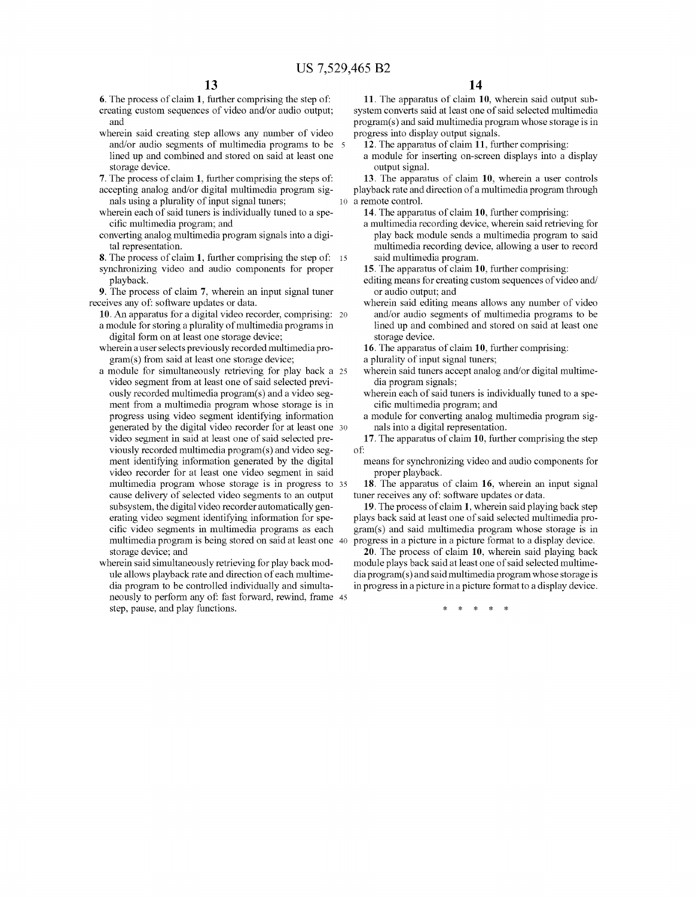**6**. The process of claim **1**, further comprising the step of:

creating custom sequences of video and/or audio output; and

wherein said creating step allows any number of video and/or audio segments of multimedia programs to be lined up and combined and stored on said at least one storage device.

**7**. The process of claim **1**, further comprising the steps of:

accepting analog and/or digital multimedia program signals using a plurality of input signal tuners;

wherein each of said tuners is individually tuned to a specific multimedia program; and

converting analog multimedia program signals into a digital representation.

**8**. The process of claim **1**, further comprising the step of:

synchronizing video and audio components for proper playback.

**9**. The process of claim **7**, wherein an input signal tuner receives any of: software updates or data.

**10**. An apparatus for a digital video recorder, comprising:

a module for storing a plurality of multimedia programs in digital form on at least one storage device;

wherein a user selects previously recorded multimedia program(s) from said at least one storage device;

a module for simultaneously retrieving for play back a video segment from at least one of said selected previously recorded multimedia program(s) and a video segment from a multimedia program whose storage is in progress using video segment identifying information generated by the digital video recorder for at least one video segment in said at least one of said selected previously recorded multimedia program(s) and video segment identifying information generated by the digital video recorder for at least one video segment in said multimedia program whose storage is in progress to cause delivery of selected video segments to an output subsystem, the digital video recorder automatically generating video segment identifying information for specific video segments in multimedia programs as each multimedia program is being stored on said at least one storage device; and

wherein said simultaneously retrieving for play back module allows playback rate and direction of each multimedia program to be controlled individually and simultaneously to perform any of: fast forward, rewind, frame step, pause, and play functions.

**11**. The apparatus of claim **10**, wherein said output subsystem converts said at least one of said selected multimedia program(s) and said multimedia program whose storage is in progress into display output signals.

**12**. The apparatus of claim **11**, further comprising:

a module for inserting on-screen displays into a display output signal.

**13**. The apparatus of claim **10**, wherein a user controls playback rate and direction of a multimedia program through a remote control.

**14**. The apparatus of claim **10**, further comprising:

a multimedia recording device, wherein said retrieving for play back module sends a multimedia program to said multimedia recording device, allowing a user to record said multimedia program.

**15**. The apparatus of claim **10**, further comprising:

editing means for creating custom sequences of video and/or audio output; and

wherein said editing means allows any number of video and/or audio segments of multimedia programs to be lined up and combined and stored on said at least one storage device.

**16**. The apparatus of claim **10**, further comprising:

a plurality of input signal tuners;

wherein said tuners accept analog and/or digital multimedia program signals;

wherein each of said tuners is individually tuned to a specific multimedia program; and

a module for converting analog multimedia program signals into a digital representation.

**17**. The apparatus of claim **10**, further comprising the step of:

means for synchronizing video and audio components for proper playback.

**18**. The apparatus of claim **16**, wherein an input signal tuner receives any of: software updates or data.

**19**. The process of claim **1**, wherein said playing back step plays back said at least one of said selected multimedia program(s) and said multimedia program whose storage is in progress in a picture in a picture format to a display device.

**20**. The process of claim **10**, wherein said playing back module plays back said at least one of said selected multimedia program(s) and said multimedia program whose storage is in progress in a picture in a picture format to a display device.

\* \* \* \* \*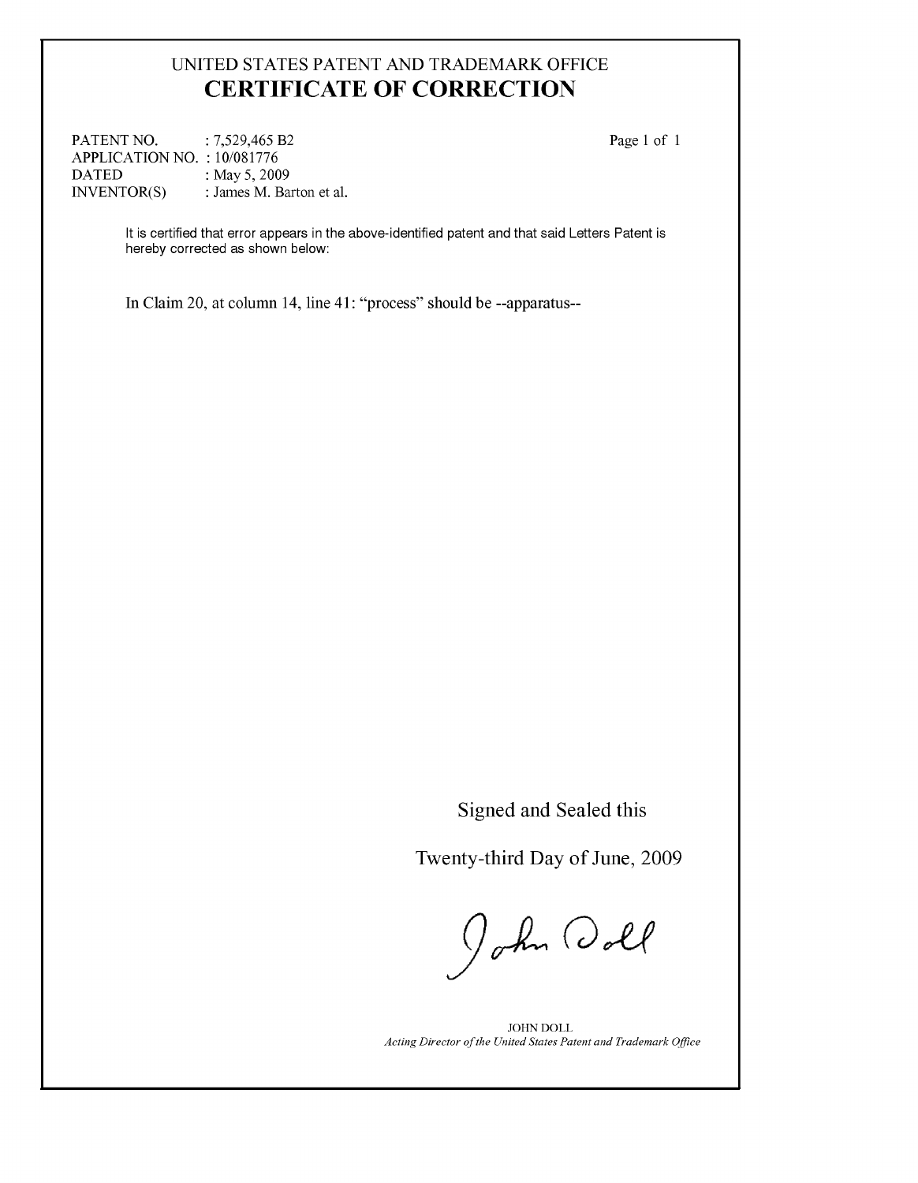UNITED STATES PATENT AND TRADEMARK OFFICE

# CERTIFICATE OF CORRECTION

PATENT NO. : 7,529,465 B2

APPLICATION NO. : 10/081776

DATED : May 5, 2009

INVENTOR(S) : James M. Barton et al.

Page 1 of 1

It is certified that error appears in the above-identified patent and that said Letters Patent is hereby corrected as shown below:

In Claim 20, at column 14, line 41: "process" should be --apparatus--

Signed and Sealed this

Twenty-third Day of June, 2009

JOHN DOLL

*Acting Director of the United States Patent and Trademark Office*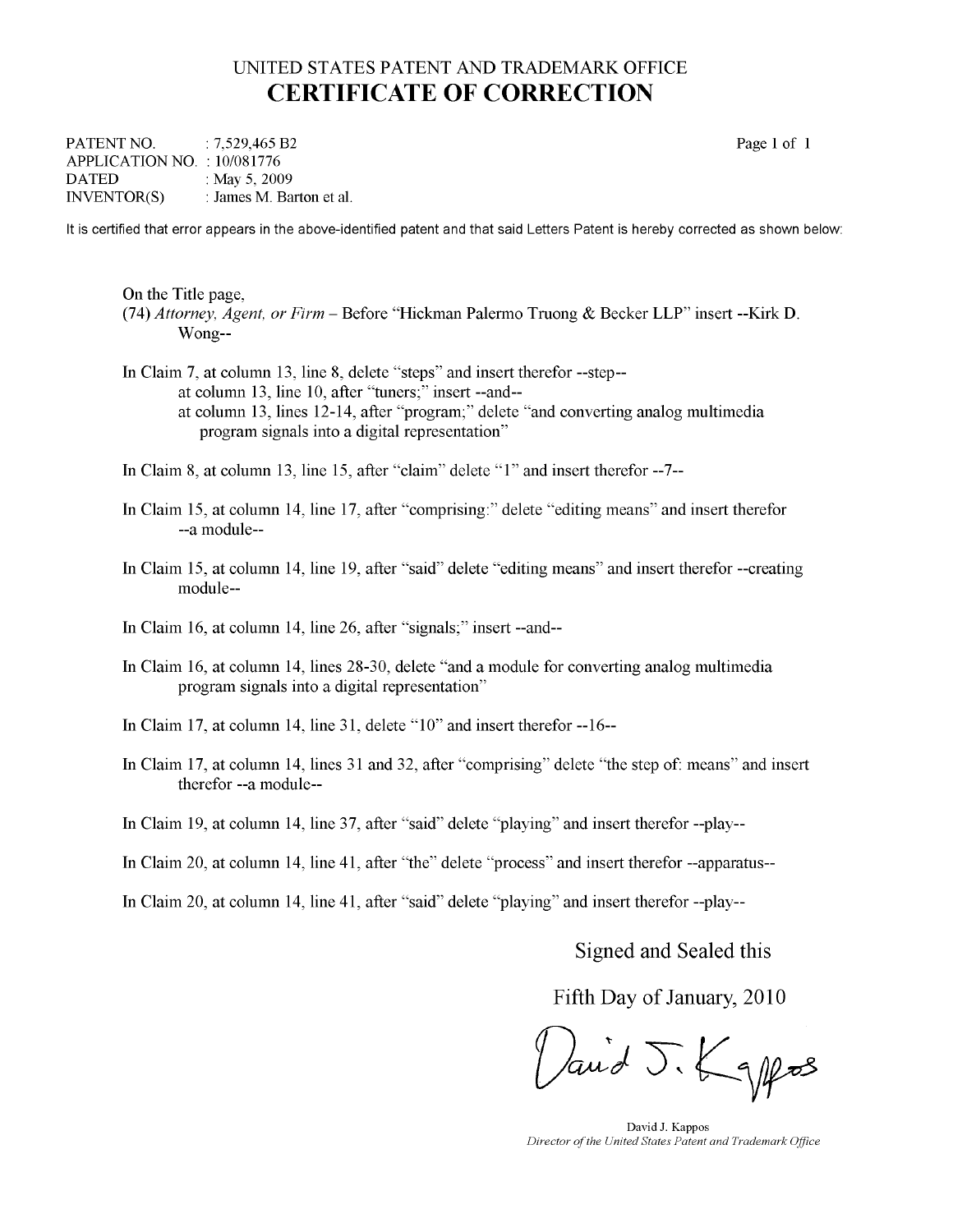# UNITED STATES PATENT AND TRADEMARK OFFICE
# CERTIFICATE OF CORRECTION

PATENT NO. : 7,529,465 B2
APPLICATION NO. : 10/081776
DATED : May 5, 2009
INVENTOR(S) : James M. Barton et al.

Page 1 of 1

It is certified that error appears in the above-identified patent and that said Letters Patent is hereby corrected as shown below:

On the Title page,
(74) *Attorney, Agent, or Firm* – Before "Hickman Palermo Truong & Becker LLP" insert --Kirk D. Wong--

In Claim 7, at column 13, line 8, delete "steps" and insert therefor --step--
at column 13, line 10, after "tuners;" insert --and--
at column 13, lines 12-14, after "program;" delete "and converting analog multimedia program signals into a digital representation"

In Claim 8, at column 13, line 15, after "claim" delete "1" and insert therefor --7--

In Claim 15, at column 14, line 17, after "comprising:" delete "editing means" and insert therefor --a module--

In Claim 15, at column 14, line 19, after "said" delete "editing means" and insert therefor --creating module--

In Claim 16, at column 14, line 26, after "signals;" insert --and--

In Claim 16, at column 14, lines 28-30, delete "and a module for converting analog multimedia program signals into a digital representation"

In Claim 17, at column 14, line 31, delete "10" and insert therefor --16--

In Claim 17, at column 14, lines 31 and 32, after "comprising" delete "the step of: means" and insert therefor --a module--

In Claim 19, at column 14, line 37, after "said" delete "playing" and insert therefor --play--

In Claim 20, at column 14, line 41, after "the" delete "process" and insert therefor --apparatus--

In Claim 20, at column 14, line 41, after "said" delete "playing" and insert therefor --play--

Signed and Sealed this

Fifth Day of January, 2010

David J. Kappos

David J. Kappos
*Director of the United States Patent and Trademark Office*